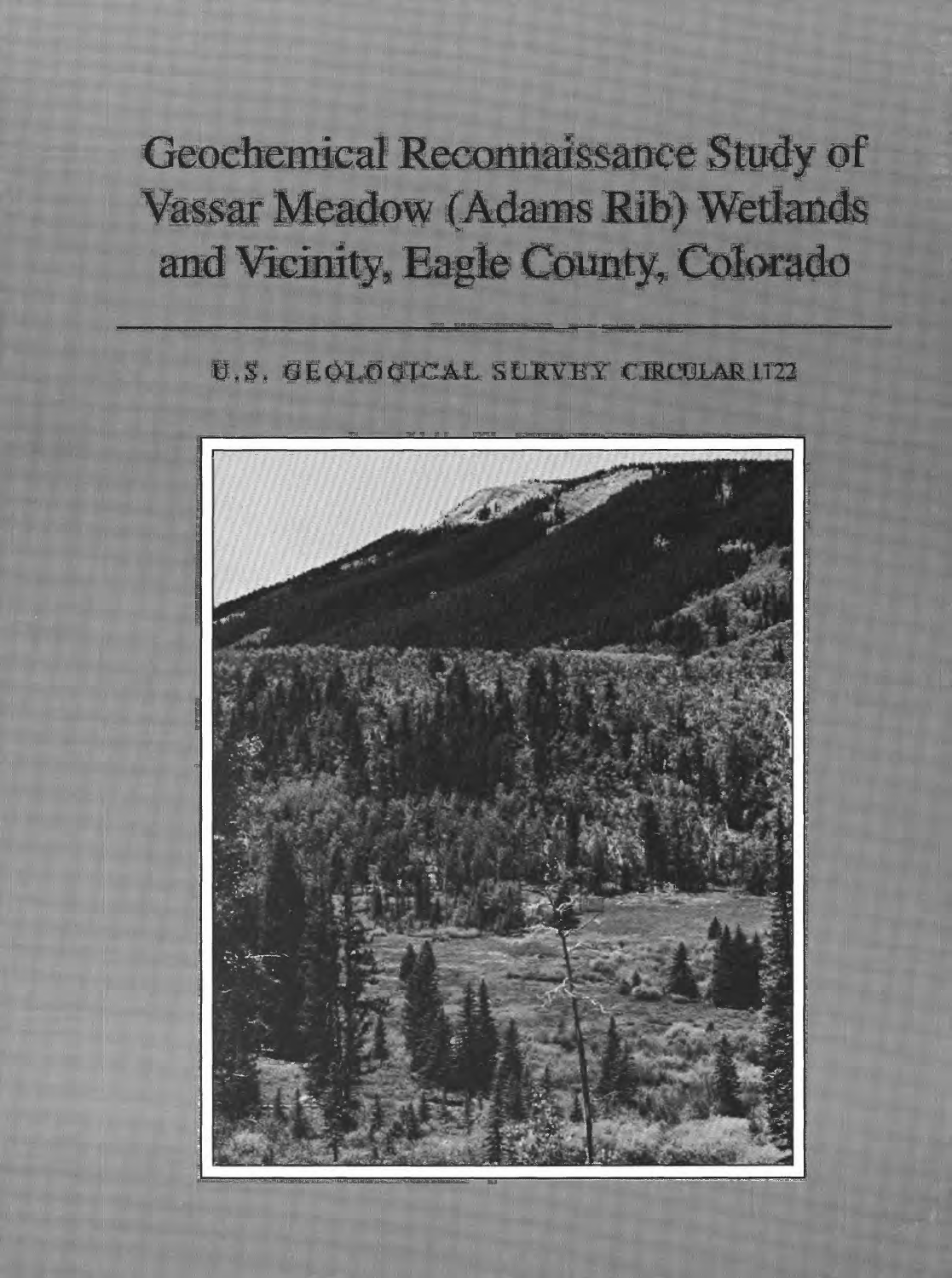# Geochemical Reconnaissance Study of Vassar Meadow (Adams Rib) Wetlands and Vicinity, Eagle County, Colorado

U.S. GEOLOGICAL SURVEY CIRCULAR 1122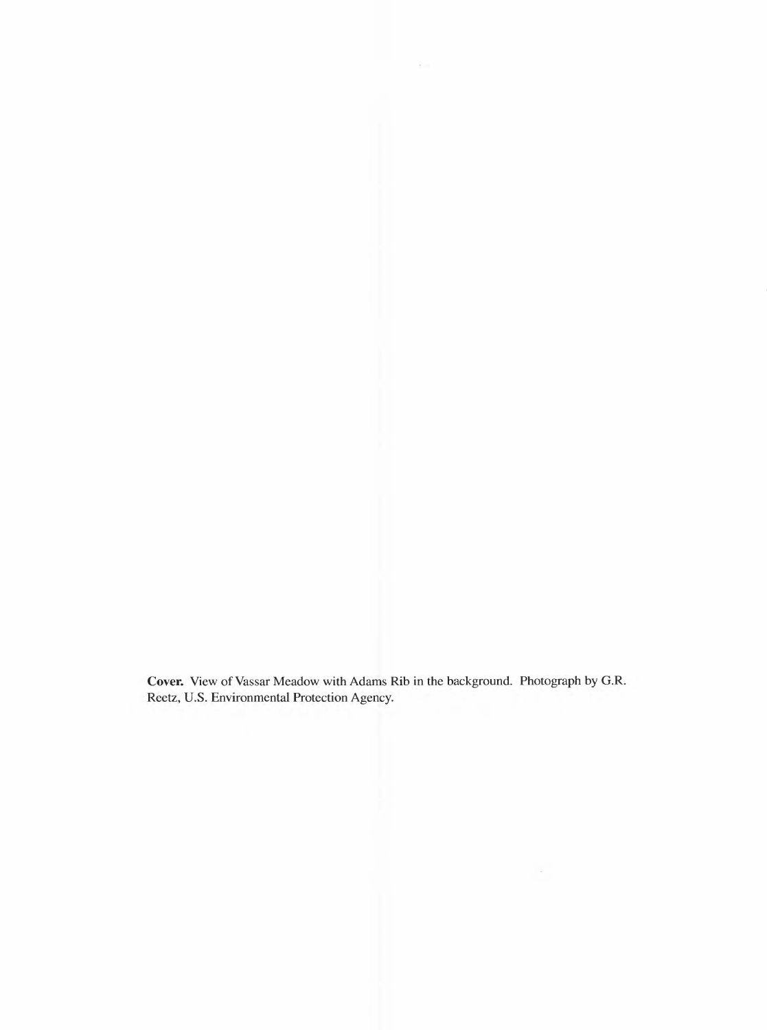**Cover.** View of Vassar Meadow with Adams Rib in the background. Photograph by G.R. Reetz, U.S. Environmental Protection Agency.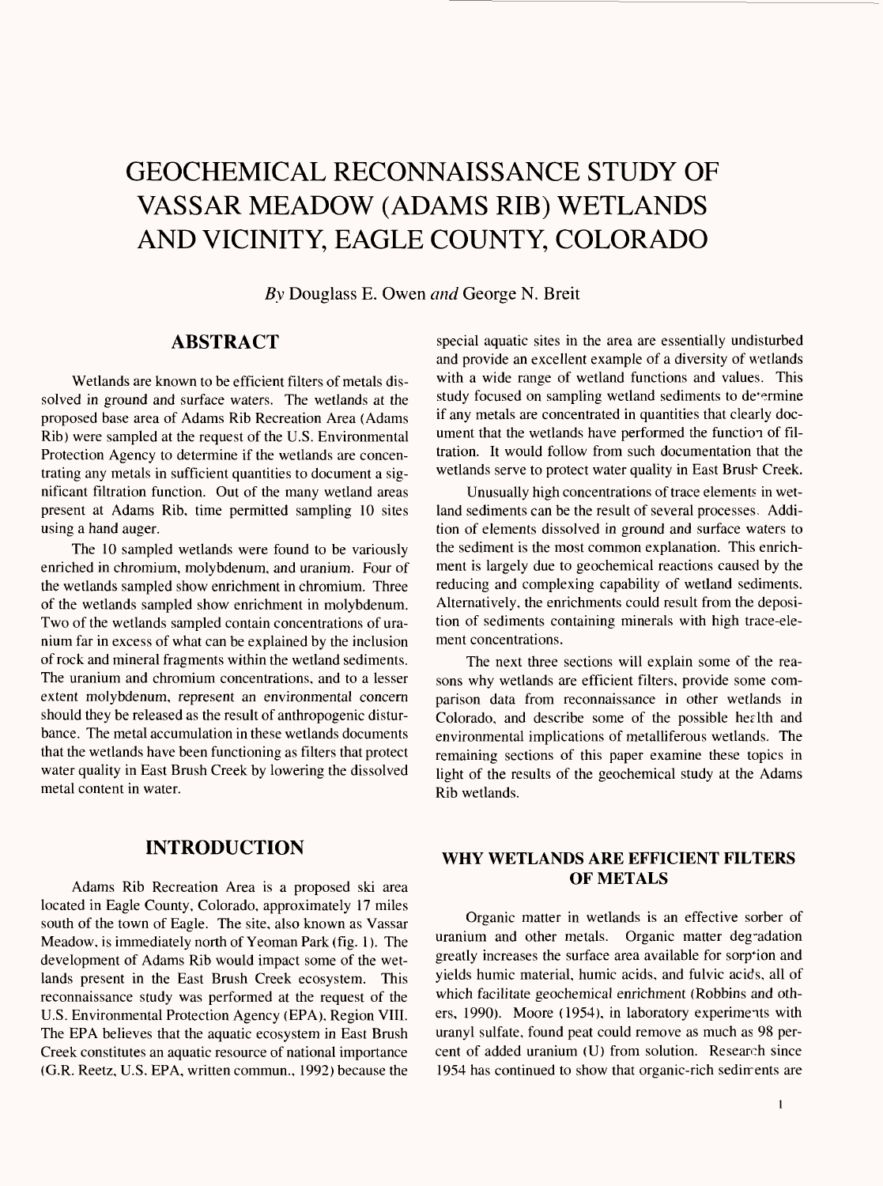# GEOCHEMICAL RECONNAISSANCE STUDY OF VASSAR MEADOW (ADAMS RIB) WETLANDS AND VICINITY, EAGLE COUNTY, COLORADO

*By* Douglass E. Owen *and* George N. Breit

## ABSTRACT

Wetlands are known to be efficient filters of metals dissolved in ground and surface waters. The wetlands at the proposed base area of Adams Rib Recreation Area (Adams Rib) were sampled at the request of the U.S. Environmental Protection Agency to determine if the wetlands are concentrating any metals in sufficient quantities to document a significant filtration function. Out of the many wetland areas present at Adams Rib, time permitted sampling 10 sites using a hand auger.

The 10 sampled wetlands were found to be variously enriched in chromium, molybdenum, and uranium. Four of the wetlands sampled show enrichment in chromium. Three of the wetlands sampled show enrichment in molybdenum. Two of the wetlands sampled contain concentrations of uranium far in excess of what can be explained by the inclusion of rock and mineral fragments within the wetland sediments. The uranium and chromium concentrations, and to a lesser extent molybdenum, represent an environmental concern should they be released as the result of anthropogenic disturbance. The metal accumulation in these wetlands documents that the wetlands have been functioning as filters that protect water quality in East Brush Creek by lowering the dissolved metal content in water.

## INTRODUCTION

Adams Rib Recreation Area is a proposed ski area located in Eagle County, Colorado, approximately 17 miles south of the town of Eagle. The site, also known as Vassar Meadow, is immediately north of Yeoman Park (fig. 1). The development of Adams Rib would impact some of the wetlands present in the East Brush Creek ecosystem. This reconnaissance study was performed at the request of the U.S. Environmental Protection Agency (EPA), Region VIII. The EPA believes that the aquatic ecosystem in East Brush Creek constitutes an aquatic resource of national importance (G.R. Reetz, U.S. EPA, written commun., 1992) because the special aquatic sites in the area are essentially undisturbed and provide an excellent example of a diversity of wetlands with a wide range of wetland functions and values. This study focused on sampling wetland sediments to determine if any metals are concentrated in quantities that clearly document that the wetlands have performed the function of filtration. It would follow from such documentation that the wetlands serve to protect water quality in East Brush Creek.

Unusually high concentrations of trace elements in wetland sediments can be the result of several processes. Addition of elements dissolved in ground and surface waters to the sediment is the most common explanation. This enrichment is largely due to geochemical reactions caused by the reducing and complexing capability of wetland sediments. Alternatively, the enrichments could result from the deposition of sediments containing minerals with high trace-element concentrations.

The next three sections will explain some of the reasons why wetlands are efficient filters, provide some comparison data from reconnaissance in other wetlands in Colorado, and describe some of the possible health and environmental implications of metalliferous wetlands. The remaining sections of this paper examine these topics in light of the results of the geochemical study at the Adams Rib wetlands.

### WHY WETLANDS ARE EFFICIENT FILTERS OF METALS

Organic matter in wetlands is an effective sorber of uranium and other metals. Organic matter degradation greatly increases the surface area available for sorption and yields humic material, humic acids, and fulvic acids, all of which facilitate geochemical enrichment (Robbins and others, 1990). Moore (1954), in laboratory experiments with uranyl sulfate, found peat could remove as much as 98 percent of added uranium (U) from solution. Research since 1954 has continued to show that organic-rich sediments are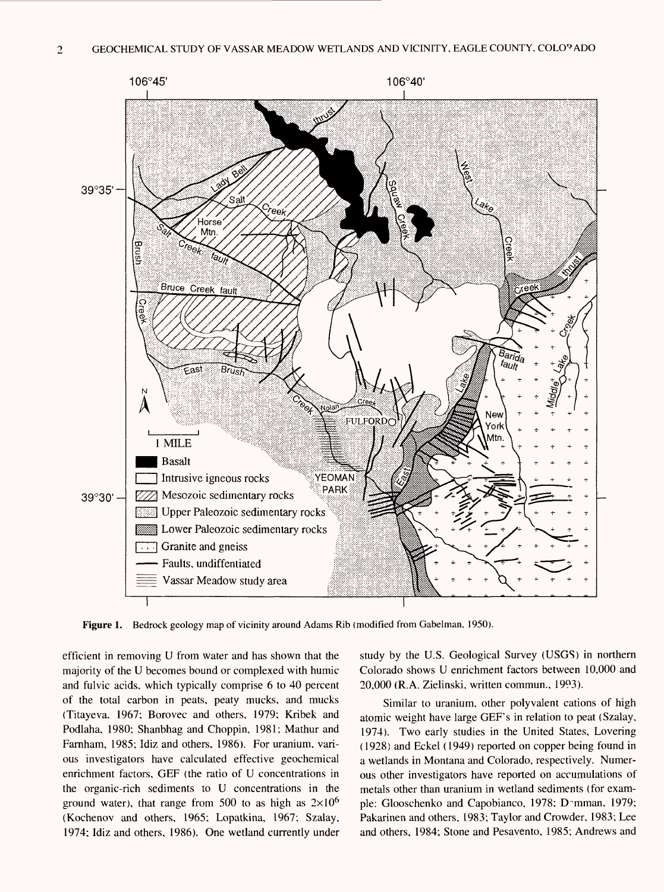**Figure 1.** Bedrock geology map of vicinity around Adams Rib (modified from Gabelman, 1950).

efficient in removing U from water and has shown that the majority of the U becomes bound or complexed with humic and fulvic acids, which typically comprise 6 to 40 percent of the total carbon in peats, peaty mucks, and mucks (Titayeva, 1967; Borovec and others, 1979; Kribek and Podlaha, 1980; Shanbhag and Choppin, 1981; Mathur and Farnham, 1985; Idiz and others, 1986). For uranium, various investigators have calculated effective geochemical enrichment factors, GEF (the ratio of U concentrations in the organic-rich sediments to U concentrations in the ground water), that range from 500 to as high as $2 \times 10^6$ (Kochenov and others, 1965; Lopatkina, 1967; Szalay, 1974; Idiz and others, 1986). One wetland currently under study by the U.S. Geological Survey (USGS) in northern Colorado shows U enrichment factors between 10,000 and 20,000 (R.A. Zielinski, written commun., 1993).

Similar to uranium, other polyvalent cations of high atomic weight have large GEF's in relation to peat (Szalay, 1974). Two early studies in the United States, Lovering (1928) and Eckel (1949) reported on copper being found in a wetlands in Montana and Colorado, respectively. Numerous other investigators have reported on accumulations of metals other than uranium in wetland sediments (for example: Glooschenko and Capobianco, 1978; D~mman, 1979; Pakarinen and others, 1983; Taylor and Crowder, 1983; Lee and others, 1984; Stone and Pesavento, 1985; Andrews and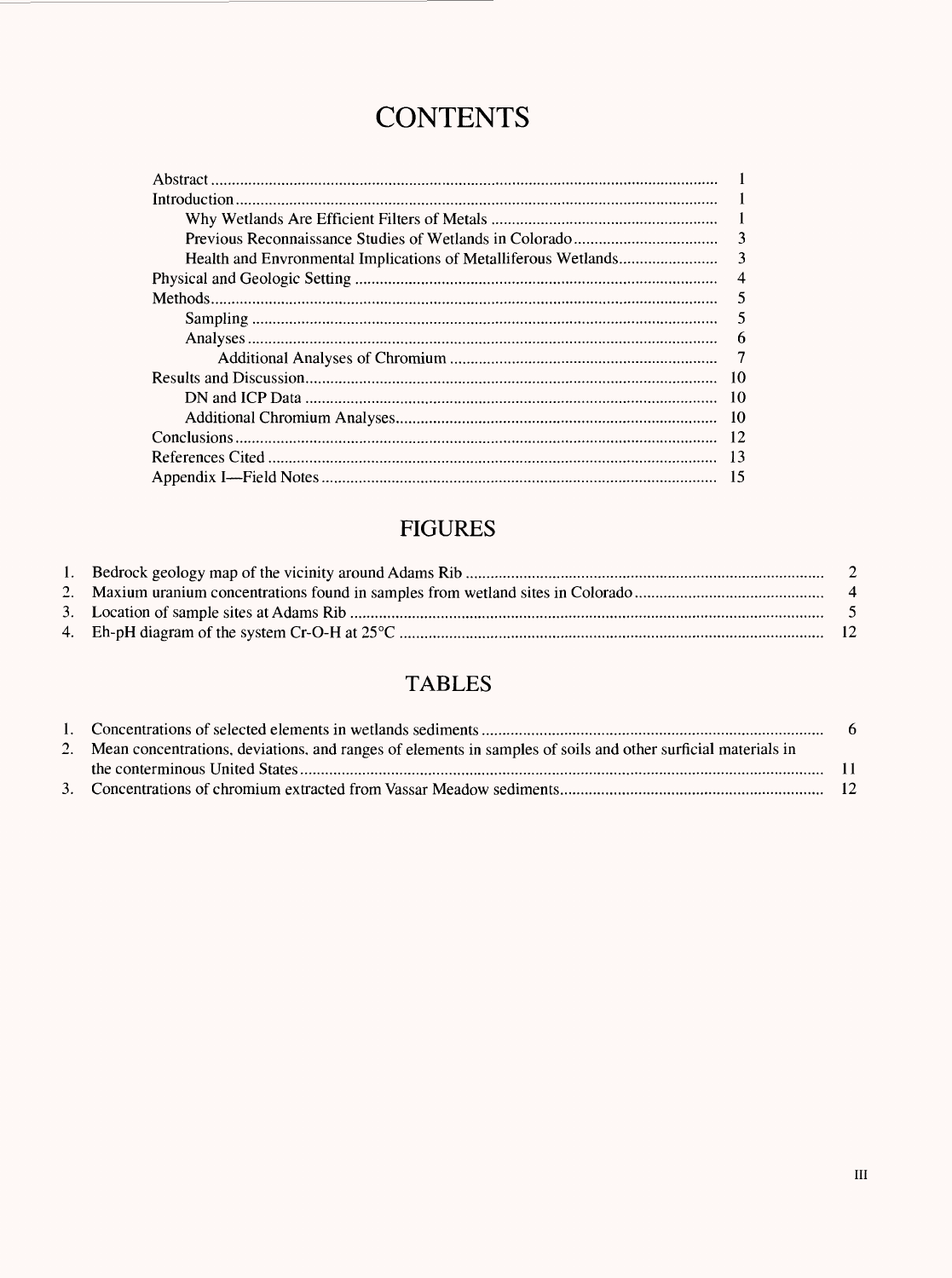# CONTENTS

| | |
|---|---|
| Abstract | 1 |
| Introduction | 1 |
| Why Wetlands Are Efficient Filters of Metals | 1 |
| Previous Reconnaissance Studies of Wetlands in Colorado | 3 |
| Health and Envronmental Implications of Metalliferous Wetlands | 3 |
| Physical and Geologic Setting | 4 |
| Methods | 5 |
| Sampling | 5 |
| Analyses | 6 |
| Additional Analyses of Chromium | 7 |
| Results and Discussion | 10 |
| DN and ICP Data | 10 |
| Additional Chromium Analyses | 10 |
| Conclusions | 12 |
| References Cited | 13 |
| Appendix I—Field Notes | 15 |

## FIGURES

1. Bedrock geology map of the vicinity around Adams Rib ..... 2
2. Maxium uranium concentrations found in samples from wetland sites in Colorado ..... 4
3. Location of sample sites at Adams Rib ..... 5
4. Eh-pH diagram of the system Cr-O-H at 25°C ..... 12

## TABLES

1. Concentrations of selected elements in wetlands sediments ..... 6
2. Mean concentrations, deviations, and ranges of elements in samples of soils and other surficial materials in the conterminous United States ..... 11
3. Concentrations of chromium extracted from Vassar Meadow sediments ..... 12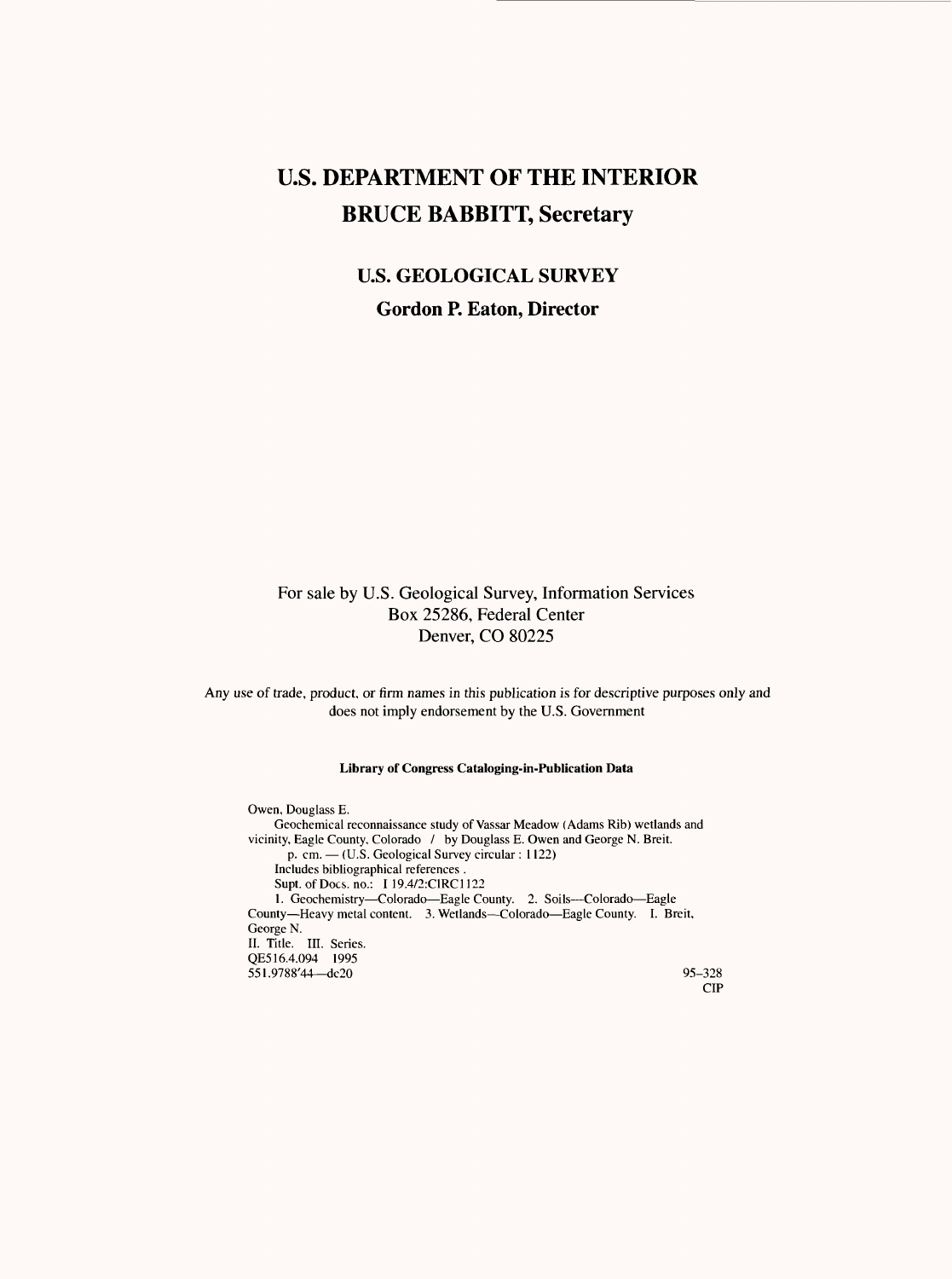# U.S. DEPARTMENT OF THE INTERIOR

# BRUCE BABBITT, Secretary

## U.S. GEOLOGICAL SURVEY

## Gordon P. Eaton, Director

For sale by U.S. Geological Survey, Information Services
Box 25286, Federal Center
Denver, CO 80225

Any use of trade, product, or firm names in this publication is for descriptive purposes only and does not imply endorsement by the U.S. Government

**Library of Congress Cataloging-in-Publication Data**

Owen, Douglass E.
Geochemical reconnaissance study of Vassar Meadow (Adams Rib) wetlands and vicinity, Eagle County, Colorado / by Douglass E. Owen and George N. Breit.
p. cm. — (U.S. Geological Survey circular : 1122)
Includes bibliographical references .
Supt. of Docs. no.: I 19.4/2:CIRC1122
1. Geochemistry—Colorado—Eagle County. 2. Soils—Colorado—Eagle County—Heavy metal content. 3. Wetlands—Colorado—Eagle County. I. Breit, George N.
II. Title. III. Series.
QE516.4.094 1995
551.9788'44—dc20

95-328
CIP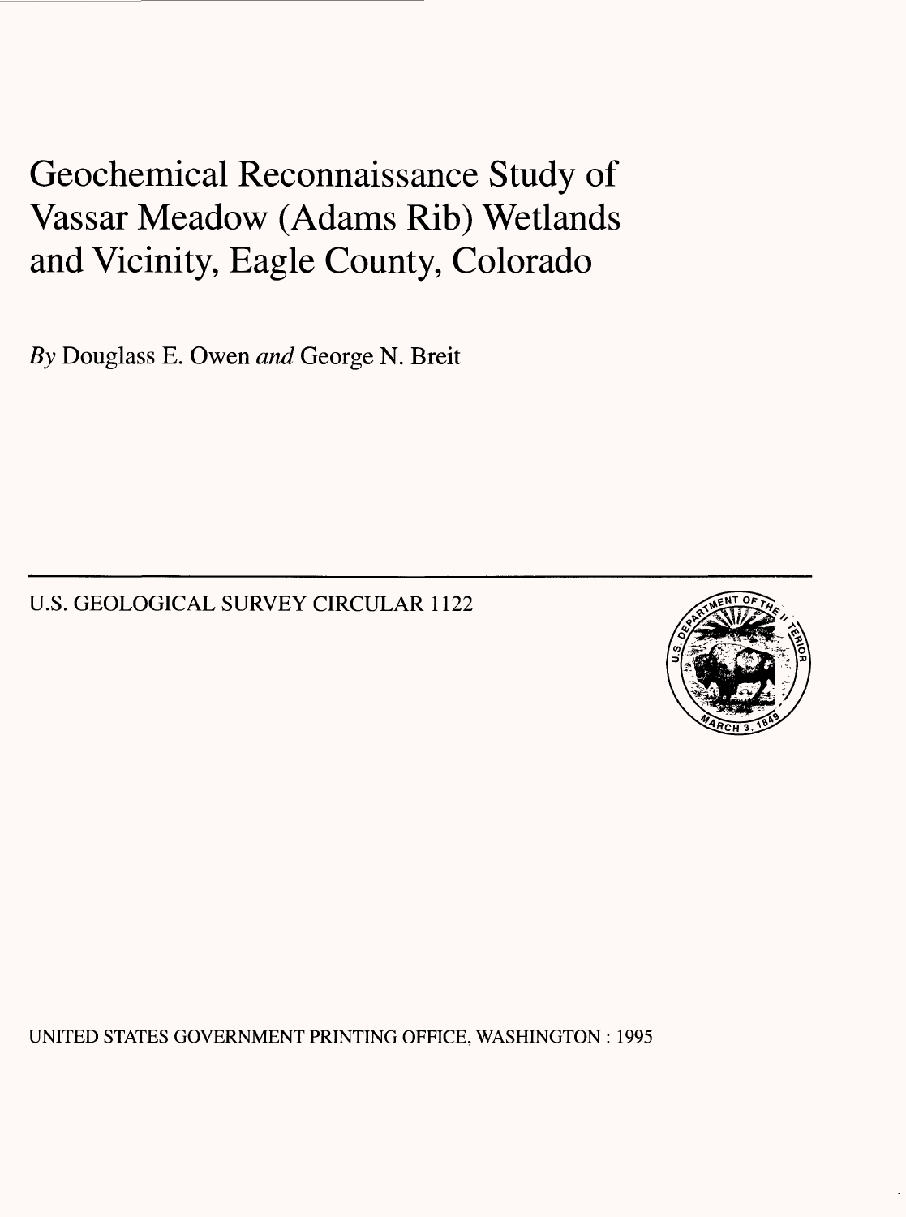# Geochemical Reconnaissance Study of Vassar Meadow (Adams Rib) Wetlands and Vicinity, Eagle County, Colorado

*By* Douglass E. Owen *and* George N. Breit

U.S. GEOLOGICAL SURVEY CIRCULAR 1122

UNITED STATES GOVERNMENT PRINTING OFFICE, WASHINGTON : 1995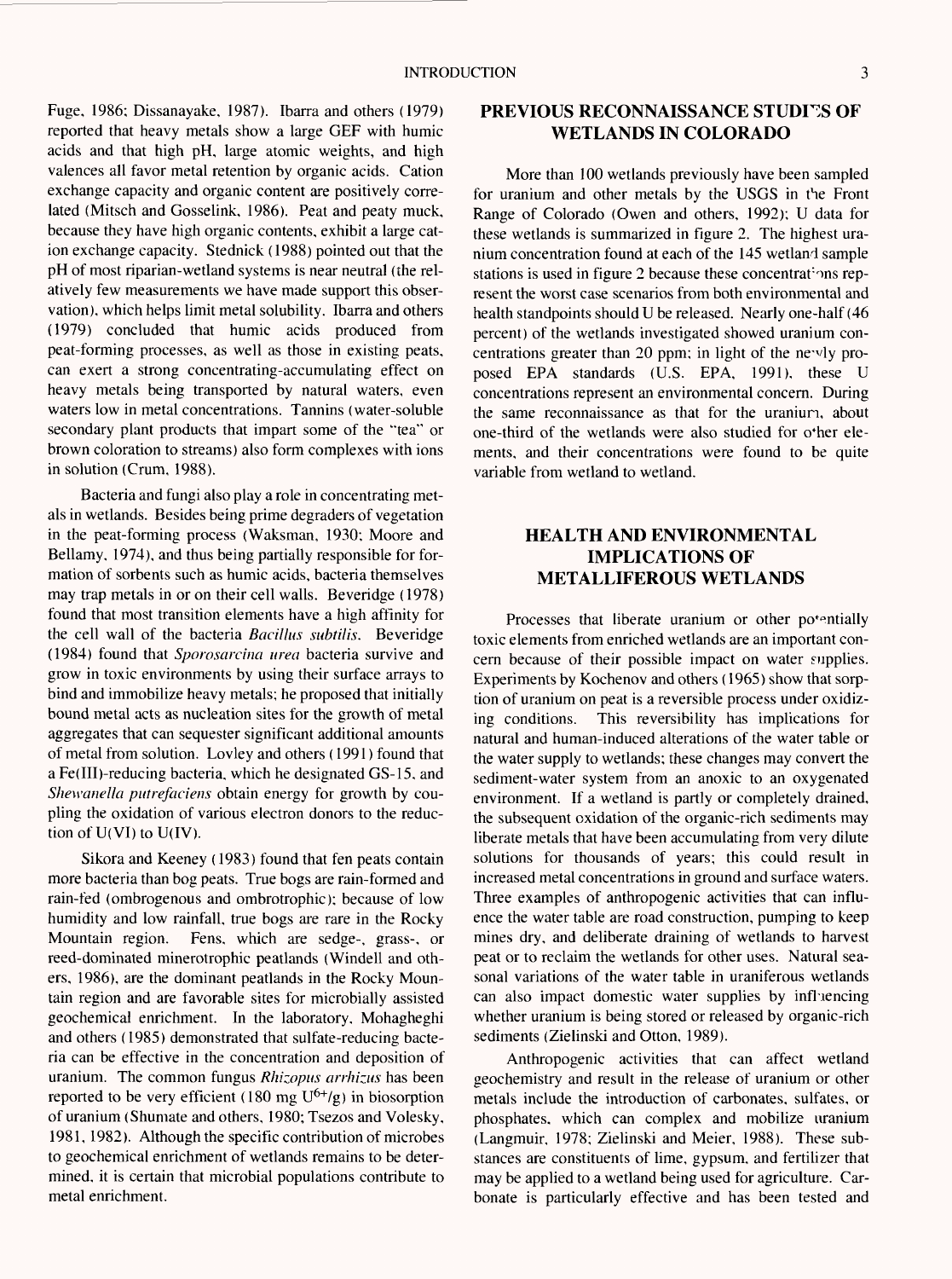Fuge, 1986; Dissanayake, 1987). Ibarra and others (1979) reported that heavy metals show a large GEF with humic acids and that high pH, large atomic weights, and high valences all favor metal retention by organic acids. Cation exchange capacity and organic content are positively correlated (Mitsch and Gosselink, 1986). Peat and peaty muck, because they have high organic contents, exhibit a large cation exchange capacity. Stednick (1988) pointed out that the pH of most riparian-wetland systems is near neutral (the relatively few measurements we have made support this observation), which helps limit metal solubility. Ibarra and others (1979) concluded that humic acids produced from peat-forming processes, as well as those in existing peats, can exert a strong concentrating-accumulating effect on heavy metals being transported by natural waters, even waters low in metal concentrations. Tannins (water-soluble secondary plant products that impart some of the "tea" or brown coloration to streams) also form complexes with ions in solution (Crum, 1988).

Bacteria and fungi also play a role in concentrating metals in wetlands. Besides being prime degraders of vegetation in the peat-forming process (Waksman, 1930; Moore and Bellamy, 1974), and thus being partially responsible for formation of sorbents such as humic acids, bacteria themselves may trap metals in or on their cell walls. Beveridge (1978) found that most transition elements have a high affinity for the cell wall of the bacteria *Bacillus subtilis*. Beveridge (1984) found that *Sporosarcina urea* bacteria survive and grow in toxic environments by using their surface arrays to bind and immobilize heavy metals; he proposed that initially bound metal acts as nucleation sites for the growth of metal aggregates that can sequester significant additional amounts of metal from solution. Lovley and others (1991) found that a Fe(III)-reducing bacteria, which he designated GS-15, and *Shewanella putrefaciens* obtain energy for growth by coupling the oxidation of various electron donors to the reduction of U(VI) to U(IV).

Sikora and Keeney (1983) found that fen peats contain more bacteria than bog peats. True bogs are rain-formed and rain-fed (ombrogenous and ombrotrophic); because of low humidity and low rainfall, true bogs are rare in the Rocky Mountain region. Fens, which are sedge-, grass-, or reed-dominated minerotrophic peatlands (Windell and others, 1986), are the dominant peatlands in the Rocky Mountain region and are favorable sites for microbially assisted geochemical enrichment. In the laboratory, Mohagheghi and others (1985) demonstrated that sulfate-reducing bacteria can be effective in the concentration and deposition of uranium. The common fungus *Rhizopus arrhizus* has been reported to be very efficient (180 mg $U^{6+}$/g) in biosorption of uranium (Shumate and others, 1980; Tsezos and Volesky, 1981, 1982). Although the specific contribution of microbes to geochemical enrichment of wetlands remains to be determined, it is certain that microbial populations contribute to metal enrichment.

## PREVIOUS RECONNAISSANCE STUDIES OF WETLANDS IN COLORADO

More than 100 wetlands previously have been sampled for uranium and other metals by the USGS in the Front Range of Colorado (Owen and others, 1992); U data for these wetlands is summarized in figure 2. The highest uranium concentration found at each of the 145 wetland sample stations is used in figure 2 because these concentrations represent the worst case scenarios from both environmental and health standpoints should U be released. Nearly one-half (46 percent) of the wetlands investigated showed uranium concentrations greater than 20 ppm; in light of the newly proposed EPA standards (U.S. EPA, 1991), these U concentrations represent an environmental concern. During the same reconnaissance as that for the uranium, about one-third of the wetlands were also studied for other elements, and their concentrations were found to be quite variable from wetland to wetland.

## HEALTH AND ENVIRONMENTAL IMPLICATIONS OF METALLIFEROUS WETLANDS

Processes that liberate uranium or other potentially toxic elements from enriched wetlands are an important concern because of their possible impact on water supplies. Experiments by Kochenov and others (1965) show that sorption of uranium on peat is a reversible process under oxidizing conditions. This reversibility has implications for natural and human-induced alterations of the water table or the water supply to wetlands; these changes may convert the sediment-water system from an anoxic to an oxygenated environment. If a wetland is partly or completely drained, the subsequent oxidation of the organic-rich sediments may liberate metals that have been accumulating from very dilute solutions for thousands of years; this could result in increased metal concentrations in ground and surface waters. Three examples of anthropogenic activities that can influence the water table are road construction, pumping to keep mines dry, and deliberate draining of wetlands to harvest peat or to reclaim the wetlands for other uses. Natural seasonal variations of the water table in uraniferous wetlands can also impact domestic water supplies by influencing whether uranium is being stored or released by organic-rich sediments (Zielinski and Otton, 1989).

Anthropogenic activities that can affect wetland geochemistry and result in the release of uranium or other metals include the introduction of carbonates, sulfates, or phosphates, which can complex and mobilize uranium (Langmuir, 1978; Zielinski and Meier, 1988). These substances are constituents of lime, gypsum, and fertilizer that may be applied to a wetland being used for agriculture. Carbonate is particularly effective and has been tested and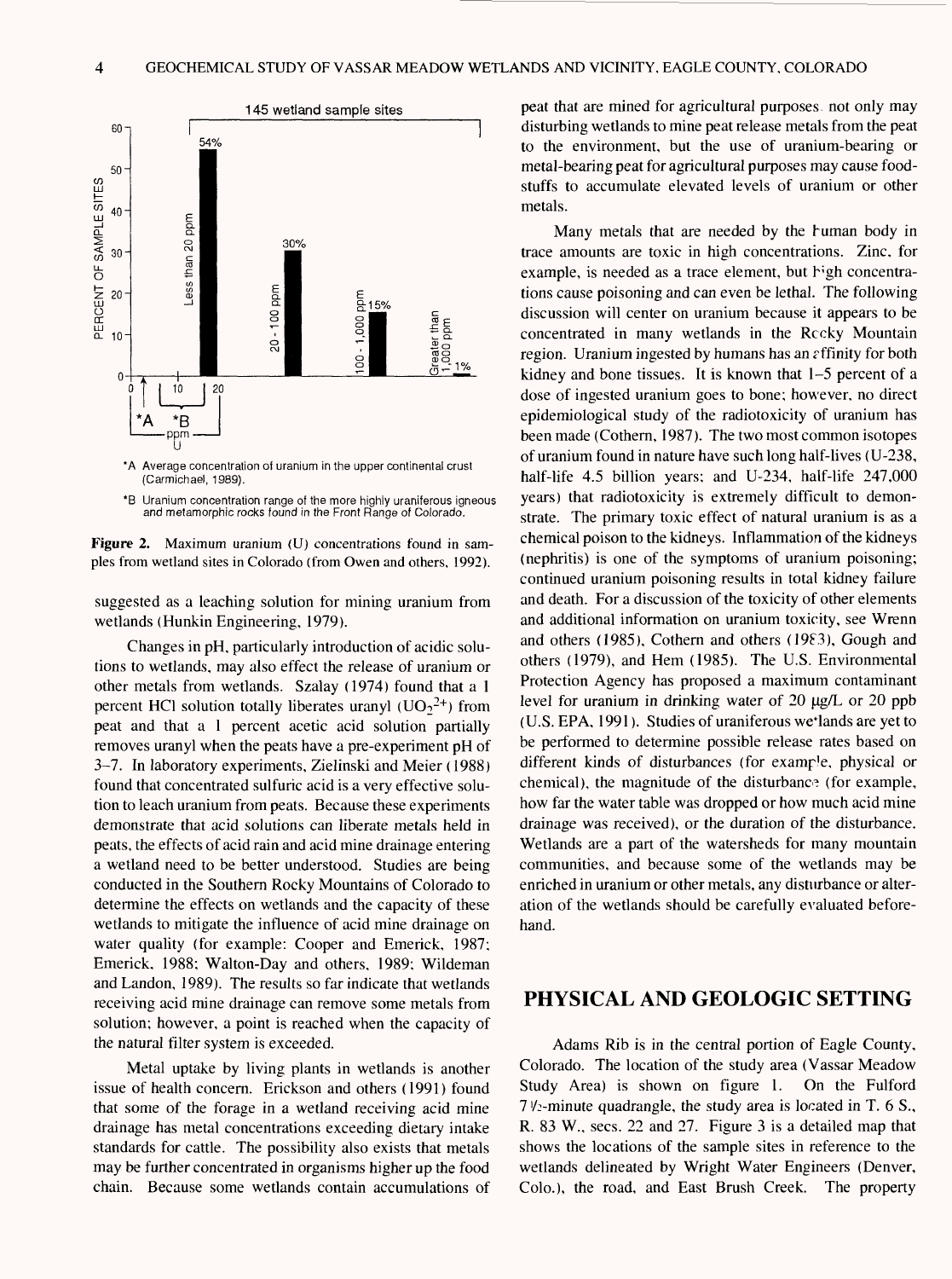145 wetland sample sites

*A Average concentration of uranium in the upper continental crust (Carmichael, 1989).

*B Uranium concentration range of the more highly uraniferous igneous and metamorphic rocks found in the Front Range of Colorado.

**Figure 2.** Maximum uranium (U) concentrations found in samples from wetland sites in Colorado (from Owen and others, 1992).

suggested as a leaching solution for mining uranium from wetlands (Hunkin Engineering, 1979).

Changes in pH, particularly introduction of acidic solutions to wetlands, may also effect the release of uranium or other metals from wetlands. Szalay (1974) found that a 1 percent HCl solution totally liberates uranyl ($UO_2^{2+}$) from peat and that a 1 percent acetic acid solution partially removes uranyl when the peats have a pre-experiment pH of 3–7. In laboratory experiments, Zielinski and Meier (1988) found that concentrated sulfuric acid is a very effective solution to leach uranium from peats. Because these experiments demonstrate that acid solutions can liberate metals held in peats, the effects of acid rain and acid mine drainage entering a wetland need to be better understood. Studies are being conducted in the Southern Rocky Mountains of Colorado to determine the effects on wetlands and the capacity of these wetlands to mitigate the influence of acid mine drainage on water quality (for example: Cooper and Emerick, 1987; Emerick, 1988; Walton-Day and others, 1989; Wildeman and Landon, 1989). The results so far indicate that wetlands receiving acid mine drainage can remove some metals from solution; however, a point is reached when the capacity of the natural filter system is exceeded.

Metal uptake by living plants in wetlands is another issue of health concern. Erickson and others (1991) found that some of the forage in a wetland receiving acid mine drainage has metal concentrations exceeding dietary intake standards for cattle. The possibility also exists that metals may be further concentrated in organisms higher up the food chain. Because some wetlands contain accumulations of peat that are mined for agricultural purposes, not only may disturbing wetlands to mine peat release metals from the peat to the environment, but the use of uranium-bearing or metal-bearing peat for agricultural purposes may cause foodstuffs to accumulate elevated levels of uranium or other metals.

Many metals that are needed by the human body in trace amounts are toxic in high concentrations. Zinc, for example, is needed as a trace element, but high concentrations cause poisoning and can even be lethal. The following discussion will center on uranium because it appears to be concentrated in many wetlands in the Rocky Mountain region. Uranium ingested by humans has an affinity for both kidney and bone tissues. It is known that 1–5 percent of a dose of ingested uranium goes to bone; however, no direct epidemiological study of the radiotoxicity of uranium has been made (Cothern, 1987). The two most common isotopes of uranium found in nature have such long half-lives (U-238, half-life 4.5 billion years; and U-234, half-life 247,000 years) that radiotoxicity is extremely difficult to demonstrate. The primary toxic effect of natural uranium is as a chemical poison to the kidneys. Inflammation of the kidneys (nephritis) is one of the symptoms of uranium poisoning; continued uranium poisoning results in total kidney failure and death. For a discussion of the toxicity of other elements and additional information on uranium toxicity, see Wrenn and others (1985), Cothern and others (1983), Gough and others (1979), and Hem (1985). The U.S. Environmental Protection Agency has proposed a maximum contaminant level for uranium in drinking water of 20 µg/L or 20 ppb (U.S. EPA, 1991). Studies of uraniferous wetlands are yet to be performed to determine possible release rates based on different kinds of disturbances (for example, physical or chemical), the magnitude of the disturbance (for example, how far the water table was dropped or how much acid mine drainage was received), or the duration of the disturbance. Wetlands are a part of the watersheds for many mountain communities, and because some of the wetlands may be enriched in uranium or other metals, any disturbance or alteration of the wetlands should be carefully evaluated beforehand.

## PHYSICAL AND GEOLOGIC SETTING

Adams Rib is in the central portion of Eagle County, Colorado. The location of the study area (Vassar Meadow Study Area) is shown on figure 1. On the Fulford 7 ½-minute quadrangle, the study area is located in T. 6 S., R. 83 W., secs. 22 and 27. Figure 3 is a detailed map that shows the locations of the sample sites in reference to the wetlands delineated by Wright Water Engineers (Denver, Colo.), the road, and East Brush Creek. The property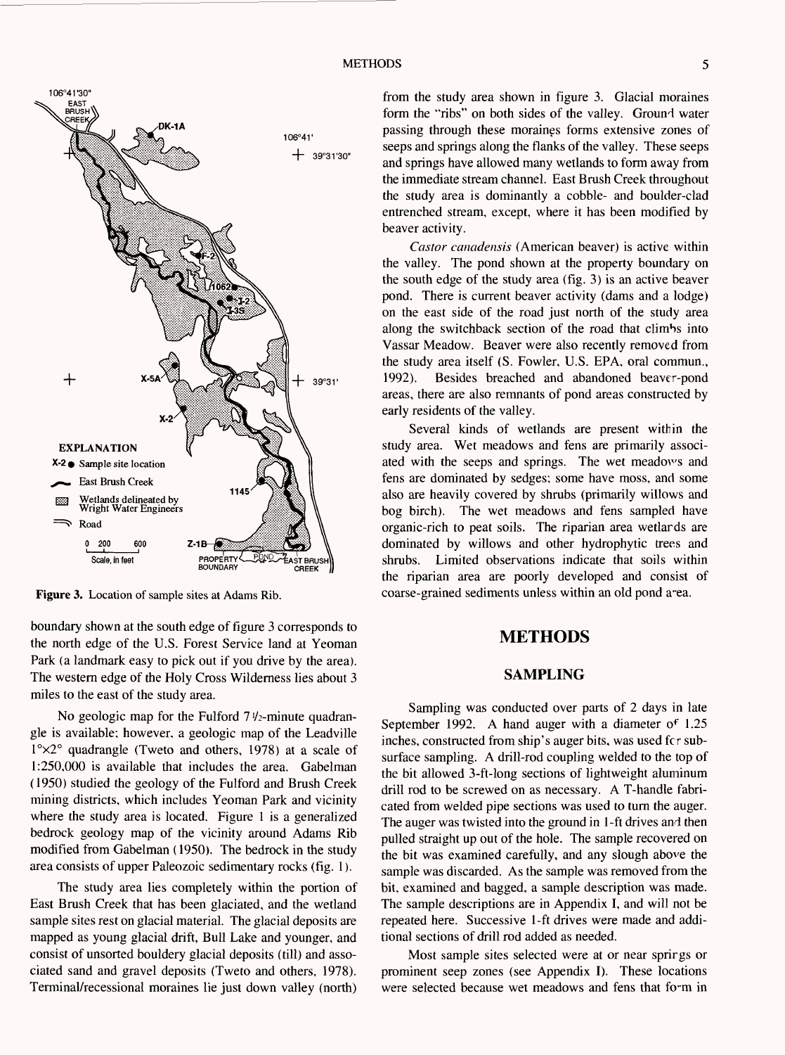Figure 3. Location of sample sites at Adams Rib.

boundary shown at the south edge of figure 3 corresponds to the north edge of the U.S. Forest Service land at Yeoman Park (a landmark easy to pick out if you drive by the area). The western edge of the Holy Cross Wilderness lies about 3 miles to the east of the study area.

No geologic map for the Fulford 7 1/2-minute quadrangle is available; however, a geologic map of the Leadville 1°×2° quadrangle (Tweto and others, 1978) at a scale of 1:250,000 is available that includes the area. Gabelman (1950) studied the geology of the Fulford and Brush Creek mining districts, which includes Yeoman Park and vicinity where the study area is located. Figure 1 is a generalized bedrock geology map of the vicinity around Adams Rib modified from Gabelman (1950). The bedrock in the study area consists of upper Paleozoic sedimentary rocks (fig. 1).

The study area lies completely within the portion of East Brush Creek that has been glaciated, and the wetland sample sites rest on glacial material. The glacial deposits are mapped as young glacial drift, Bull Lake and younger, and consist of unsorted bouldery glacial deposits (till) and associated sand and gravel deposits (Tweto and others, 1978). Terminal/recessional moraines lie just down valley (north) from the study area shown in figure 3. Glacial moraines form the "ribs" on both sides of the valley. Ground water passing through these moraines forms extensive zones of seeps and springs along the flanks of the valley. These seeps and springs have allowed many wetlands to form away from the immediate stream channel. East Brush Creek throughout the study area is dominantly a cobble- and boulder-clad entrenched stream, except, where it has been modified by beaver activity.

*Castor canadensis* (American beaver) is active within the valley. The pond shown at the property boundary on the south edge of the study area (fig. 3) is an active beaver pond. There is current beaver activity (dams and a lodge) on the east side of the road just north of the study area along the switchback section of the road that climbs into Vassar Meadow. Beaver were also recently removed from the study area itself (S. Fowler, U.S. EPA, oral commun., 1992). Besides breached and abandoned beaver-pond areas, there are also remnants of pond areas constructed by early residents of the valley.

Several kinds of wetlands are present within the study area. Wet meadows and fens are primarily associated with the seeps and springs. The wet meadows and fens are dominated by sedges; some have moss, and some also are heavily covered by shrubs (primarily willows and bog birch). The wet meadows and fens sampled have organic-rich to peat soils. The riparian area wetlands are dominated by willows and other hydrophytic trees and shrubs. Limited observations indicate that soils within the riparian area are poorly developed and consist of coarse-grained sediments unless within an old pond area.

## METHODS

### SAMPLING

Sampling was conducted over parts of 2 days in late September 1992. A hand auger with a diameter of 1.25 inches, constructed from ship's auger bits, was used for subsurface sampling. A drill-rod coupling welded to the top of the bit allowed 3-ft-long sections of lightweight aluminum drill rod to be screwed on as necessary. A T-handle fabricated from welded pipe sections was used to turn the auger. The auger was twisted into the ground in 1-ft drives and then pulled straight up out of the hole. The sample recovered on the bit was examined carefully, and any slough above the sample was discarded. As the sample was removed from the bit, examined and bagged, a sample description was made. The sample descriptions are in Appendix I, and will not be repeated here. Successive 1-ft drives were made and additional sections of drill rod added as needed.

Most sample sites selected were at or near springs or prominent seep zones (see Appendix I). These locations were selected because wet meadows and fens that form in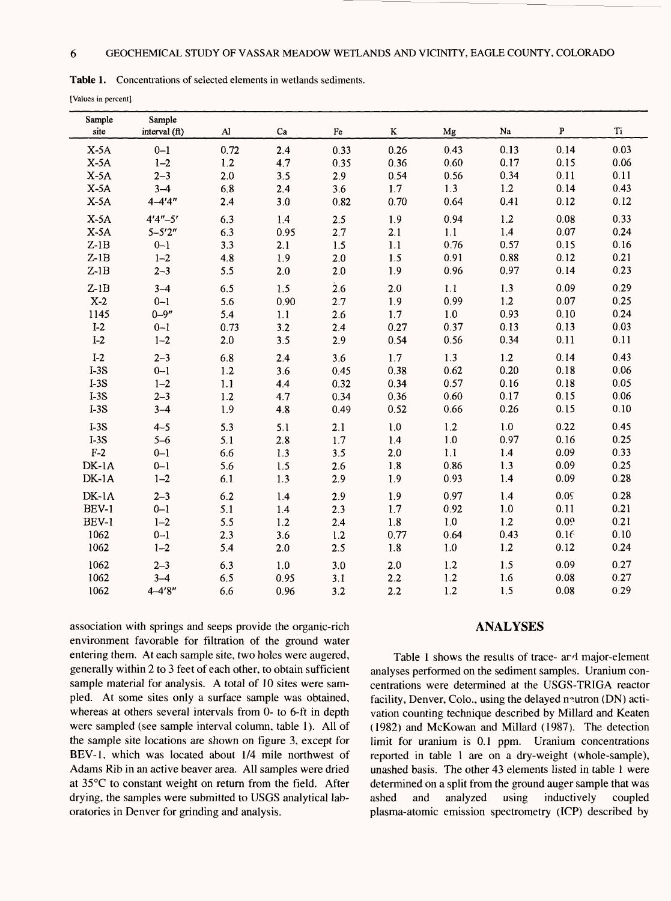**Table 1.** Concentrations of selected elements in wetlands sediments.

[Values in percent]

| Sample site | Sample interval (ft) | Al | Ca | Fe | K | Mg | Na | P | Ti |
|---|---|---|---|---|---|---|---|---|---|
| X-5A | 0–1 | 0.72 | 2.4 | 0.33 | 0.26 | 0.43 | 0.13 | 0.14 | 0.03 |
| X-5A | 1–2 | 1.2 | 4.7 | 0.35 | 0.36 | 0.60 | 0.17 | 0.15 | 0.06 |
| X-5A | 2–3 | 2.0 | 3.5 | 2.9 | 0.54 | 0.56 | 0.34 | 0.11 | 0.11 |
| X-5A | 3–4 | 6.8 | 2.4 | 3.6 | 1.7 | 1.3 | 1.2 | 0.14 | 0.43 |
| X-5A | 4–4'4" | 2.4 | 3.0 | 0.82 | 0.70 | 0.64 | 0.41 | 0.12 | 0.12 |
| X-5A | 4'4"–5' | 6.3 | 1.4 | 2.5 | 1.9 | 0.94 | 1.2 | 0.08 | 0.33 |
| X-5A | 5–5'2" | 6.3 | 0.95 | 2.7 | 2.1 | 1.1 | 1.4 | 0.07 | 0.24 |
| Z-1B | 0–1 | 3.3 | 2.1 | 1.5 | 1.1 | 0.76 | 0.57 | 0.15 | 0.16 |
| Z-1B | 1–2 | 4.8 | 1.9 | 2.0 | 1.5 | 0.91 | 0.88 | 0.12 | 0.21 |
| Z-1B | 2–3 | 5.5 | 2.0 | 2.0 | 1.9 | 0.96 | 0.97 | 0.14 | 0.23 |
| Z-1B | 3–4 | 6.5 | 1.5 | 2.6 | 2.0 | 1.1 | 1.3 | 0.09 | 0.29 |
| X-2 | 0–1 | 5.6 | 0.90 | 2.7 | 1.9 | 0.99 | 1.2 | 0.07 | 0.25 |
| 1145 | 0–9" | 5.4 | 1.1 | 2.6 | 1.7 | 1.0 | 0.93 | 0.10 | 0.24 |
| I-2 | 0–1 | 0.73 | 3.2 | 2.4 | 0.27 | 0.37 | 0.13 | 0.13 | 0.03 |
| I-2 | 1–2 | 2.0 | 3.5 | 2.9 | 0.54 | 0.56 | 0.34 | 0.11 | 0.11 |
| I-2 | 2–3 | 6.8 | 2.4 | 3.6 | 1.7 | 1.3 | 1.2 | 0.14 | 0.43 |
| I-3S | 0–1 | 1.2 | 3.6 | 0.45 | 0.38 | 0.62 | 0.20 | 0.18 | 0.06 |
| I-3S | 1–2 | 1.1 | 4.4 | 0.32 | 0.34 | 0.57 | 0.16 | 0.18 | 0.05 |
| I-3S | 2–3 | 1.2 | 4.7 | 0.34 | 0.36 | 0.60 | 0.17 | 0.15 | 0.06 |
| I-3S | 3–4 | 1.9 | 4.8 | 0.49 | 0.52 | 0.66 | 0.26 | 0.15 | 0.10 |
| I-3S | 4–5 | 5.3 | 5.1 | 2.1 | 1.0 | 1.2 | 1.0 | 0.22 | 0.45 |
| I-3S | 5–6 | 5.1 | 2.8 | 1.7 | 1.4 | 1.0 | 0.97 | 0.16 | 0.25 |
| F-2 | 0–1 | 6.6 | 1.3 | 3.5 | 2.0 | 1.1 | 1.4 | 0.09 | 0.33 |
| DK-1A | 0–1 | 5.6 | 1.5 | 2.6 | 1.8 | 0.86 | 1.3 | 0.09 | 0.25 |
| DK-1A | 1–2 | 6.1 | 1.3 | 2.9 | 1.9 | 0.93 | 1.4 | 0.09 | 0.28 |
| DK-1A | 2–3 | 6.2 | 1.4 | 2.9 | 1.9 | 0.97 | 1.4 | 0.09 | 0.28 |
| BEV-1 | 0–1 | 5.1 | 1.4 | 2.3 | 1.7 | 0.92 | 1.0 | 0.11 | 0.21 |
| BEV-1 | 1–2 | 5.5 | 1.2 | 2.4 | 1.8 | 1.0 | 1.2 | 0.09 | 0.21 |
| 1062 | 0–1 | 2.3 | 3.6 | 1.2 | 0.77 | 0.64 | 0.43 | 0.16 | 0.10 |
| 1062 | 1–2 | 5.4 | 2.0 | 2.5 | 1.8 | 1.0 | 1.2 | 0.12 | 0.24 |
| 1062 | 2–3 | 6.3 | 1.0 | 3.0 | 2.0 | 1.2 | 1.5 | 0.09 | 0.27 |
| 1062 | 3–4 | 6.5 | 0.95 | 3.1 | 2.2 | 1.2 | 1.6 | 0.08 | 0.27 |
| 1062 | 4–4'8" | 6.6 | 0.96 | 3.2 | 2.2 | 1.2 | 1.5 | 0.08 | 0.29 |

association with springs and seeps provide the organic-rich environment favorable for filtration of the ground water entering them. At each sample site, two holes were augered, generally within 2 to 3 feet of each other, to obtain sufficient sample material for analysis. A total of 10 sites were sampled. At some sites only a surface sample was obtained, whereas at others several intervals from 0- to 6-ft in depth were sampled (see sample interval column, table 1). All of the sample site locations are shown on figure 3, except for BEV-1, which was located about 1/4 mile northwest of Adams Rib in an active beaver area. All samples were dried at 35°C to constant weight on return from the field. After drying, the samples were submitted to USGS analytical laboratories in Denver for grinding and analysis.

## ANALYSES

Table 1 shows the results of trace- and major-element analyses performed on the sediment samples. Uranium concentrations were determined at the USGS-TRIGA reactor facility, Denver, Colo., using the delayed neutron (DN) activation counting technique described by Millard and Keaten (1982) and McKowan and Millard (1987). The detection limit for uranium is 0.1 ppm. Uranium concentrations reported in table 1 are on a dry-weight (whole-sample), unashed basis. The other 43 elements listed in table 1 were determined on a split from the ground auger sample that was ashed and analyzed using inductively coupled plasma-atomic emission spectrometry (ICP) described by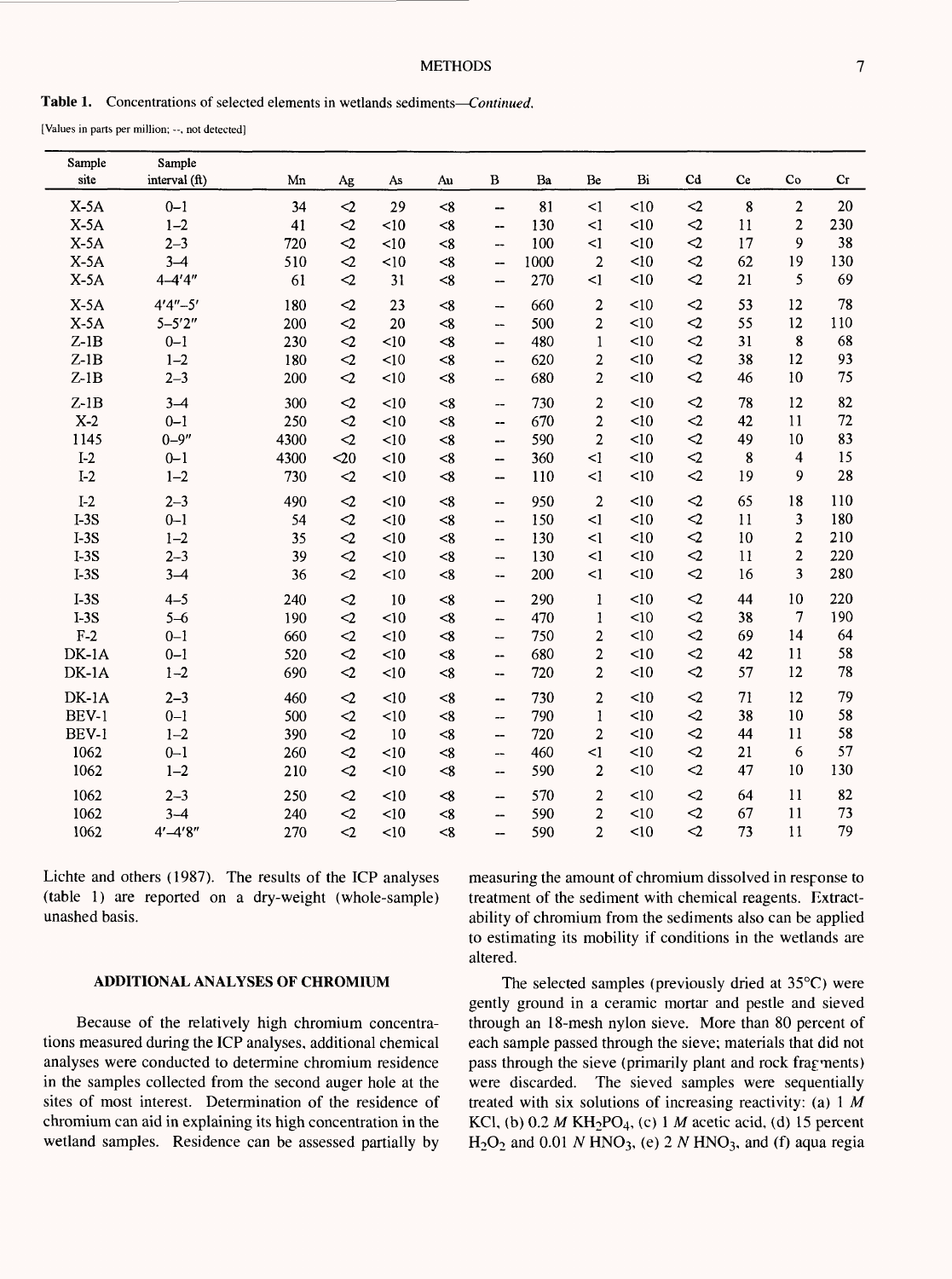**Table 1.** Concentrations of selected elements in wetlands sediments—*Continued.*

[Values in parts per million; --, not detected]

| Sample site | Sample interval (ft) | Mn | Ag | As | Au | B | Ba | Be | Bi | Cd | Ce | Co | Cr |
|---|---|---|---|---|---|---|---|---|---|---|---|---|---|
| X-5A | 0–1 | 34 | <2 | 29 | <8 | -- | 81 | <1 | <10 | <2 | 8 | 2 | 20 |
| X-5A | 1–2 | 41 | <2 | <10 | <8 | -- | 130 | <1 | <10 | <2 | 11 | 2 | 230 |
| X-5A | 2–3 | 720 | <2 | <10 | <8 | -- | 100 | <1 | <10 | <2 | 17 | 9 | 38 |
| X-5A | 3–4 | 510 | <2 | <10 | <8 | -- | 1000 | 2 | <10 | <2 | 62 | 19 | 130 |
| X-5A | 4–4′4″ | 61 | <2 | 31 | <8 | -- | 270 | <1 | <10 | <2 | 21 | 5 | 69 |
| X-5A | 4′4″–5′ | 180 | <2 | 23 | <8 | -- | 660 | 2 | <10 | <2 | 53 | 12 | 78 |
| X-5A | 5–5′2″ | 200 | <2 | 20 | <8 | -- | 500 | 2 | <10 | <2 | 55 | 12 | 110 |
| Z-1B | 0–1 | 230 | <2 | <10 | <8 | -- | 480 | 1 | <10 | <2 | 31 | 8 | 68 |
| Z-1B | 1–2 | 180 | <2 | <10 | <8 | -- | 620 | 2 | <10 | <2 | 38 | 12 | 93 |
| Z-1B | 2–3 | 200 | <2 | <10 | <8 | -- | 680 | 2 | <10 | <2 | 46 | 10 | 75 |
| Z-1B | 3–4 | 300 | <2 | <10 | <8 | -- | 730 | 2 | <10 | <2 | 78 | 12 | 82 |
| X-2 | 0–1 | 250 | <2 | <10 | <8 | -- | 670 | 2 | <10 | <2 | 42 | 11 | 72 |
| 1145 | 0–9″ | 4300 | <2 | <10 | <8 | -- | 590 | 2 | <10 | <2 | 49 | 10 | 83 |
| I-2 | 0–1 | 4300 | <20 | <10 | <8 | -- | 360 | <1 | <10 | <2 | 8 | 4 | 15 |
| I-2 | 1–2 | 730 | <2 | <10 | <8 | -- | 110 | <1 | <10 | <2 | 19 | 9 | 28 |
| I-2 | 2–3 | 490 | <2 | <10 | <8 | -- | 950 | 2 | <10 | <2 | 65 | 18 | 110 |
| I-3S | 0–1 | 54 | <2 | <10 | <8 | -- | 150 | <1 | <10 | <2 | 11 | 3 | 180 |
| I-3S | 1–2 | 35 | <2 | <10 | <8 | -- | 130 | <1 | <10 | <2 | 10 | 2 | 210 |
| I-3S | 2–3 | 39 | <2 | <10 | <8 | -- | 130 | <1 | <10 | <2 | 11 | 2 | 220 |
| I-3S | 3–4 | 36 | <2 | <10 | <8 | -- | 200 | <1 | <10 | <2 | 16 | 3 | 280 |
| I-3S | 4–5 | 240 | <2 | 10 | <8 | -- | 290 | 1 | <10 | <2 | 44 | 10 | 220 |
| I-3S | 5–6 | 190 | <2 | <10 | <8 | -- | 470 | 1 | <10 | <2 | 38 | 7 | 190 |
| F-2 | 0–1 | 660 | <2 | <10 | <8 | -- | 750 | 2 | <10 | <2 | 69 | 14 | 64 |
| DK-1A | 0–1 | 520 | <2 | <10 | <8 | -- | 680 | 2 | <10 | <2 | 42 | 11 | 58 |
| DK-1A | 1–2 | 690 | <2 | <10 | <8 | -- | 720 | 2 | <10 | <2 | 57 | 12 | 78 |
| DK-1A | 2–3 | 460 | <2 | <10 | <8 | -- | 730 | 2 | <10 | <2 | 71 | 12 | 79 |
| BEV-1 | 0–1 | 500 | <2 | <10 | <8 | -- | 790 | 1 | <10 | <2 | 38 | 10 | 58 |
| BEV-1 | 1–2 | 390 | <2 | 10 | <8 | -- | 720 | 2 | <10 | <2 | 44 | 11 | 58 |
| 1062 | 0–1 | 260 | <2 | <10 | <8 | -- | 460 | <1 | <10 | <2 | 21 | 6 | 57 |
| 1062 | 1–2 | 210 | <2 | <10 | <8 | -- | 590 | 2 | <10 | <2 | 47 | 10 | 130 |
| 1062 | 2–3 | 250 | <2 | <10 | <8 | -- | 570 | 2 | <10 | <2 | 64 | 11 | 82 |
| 1062 | 3–4 | 240 | <2 | <10 | <8 | -- | 590 | 2 | <10 | <2 | 67 | 11 | 73 |
| 1062 | 4′–4′8″ | 270 | <2 | <10 | <8 | -- | 590 | 2 | <10 | <2 | 73 | 11 | 79 |

Lichte and others (1987). The results of the ICP analyses (table 1) are reported on a dry-weight (whole-sample) unashed basis.

## ADDITIONAL ANALYSES OF CHROMIUM

Because of the relatively high chromium concentrations measured during the ICP analyses, additional chemical analyses were conducted to determine chromium residence in the samples collected from the second auger hole at the sites of most interest. Determination of the residence of chromium can aid in explaining its high concentration in the wetland samples. Residence can be assessed partially by measuring the amount of chromium dissolved in response to treatment of the sediment with chemical reagents. Extractability of chromium from the sediments also can be applied to estimating its mobility if conditions in the wetlands are altered.

The selected samples (previously dried at 35°C) were gently ground in a ceramic mortar and pestle and sieved through an 18-mesh nylon sieve. More than 80 percent of each sample passed through the sieve; materials that did not pass through the sieve (primarily plant and rock fragments) were discarded. The sieved samples were sequentially treated with six solutions of increasing reactivity: (a) 1 *M* KCl, (b) 0.2 *M* $KH_2PO_4$, (c) 1 *M* acetic acid, (d) 15 percent $H_2O_2$ and 0.01 *N* $HNO_3$, (e) 2 *N* $HNO_3$, and (f) aqua regia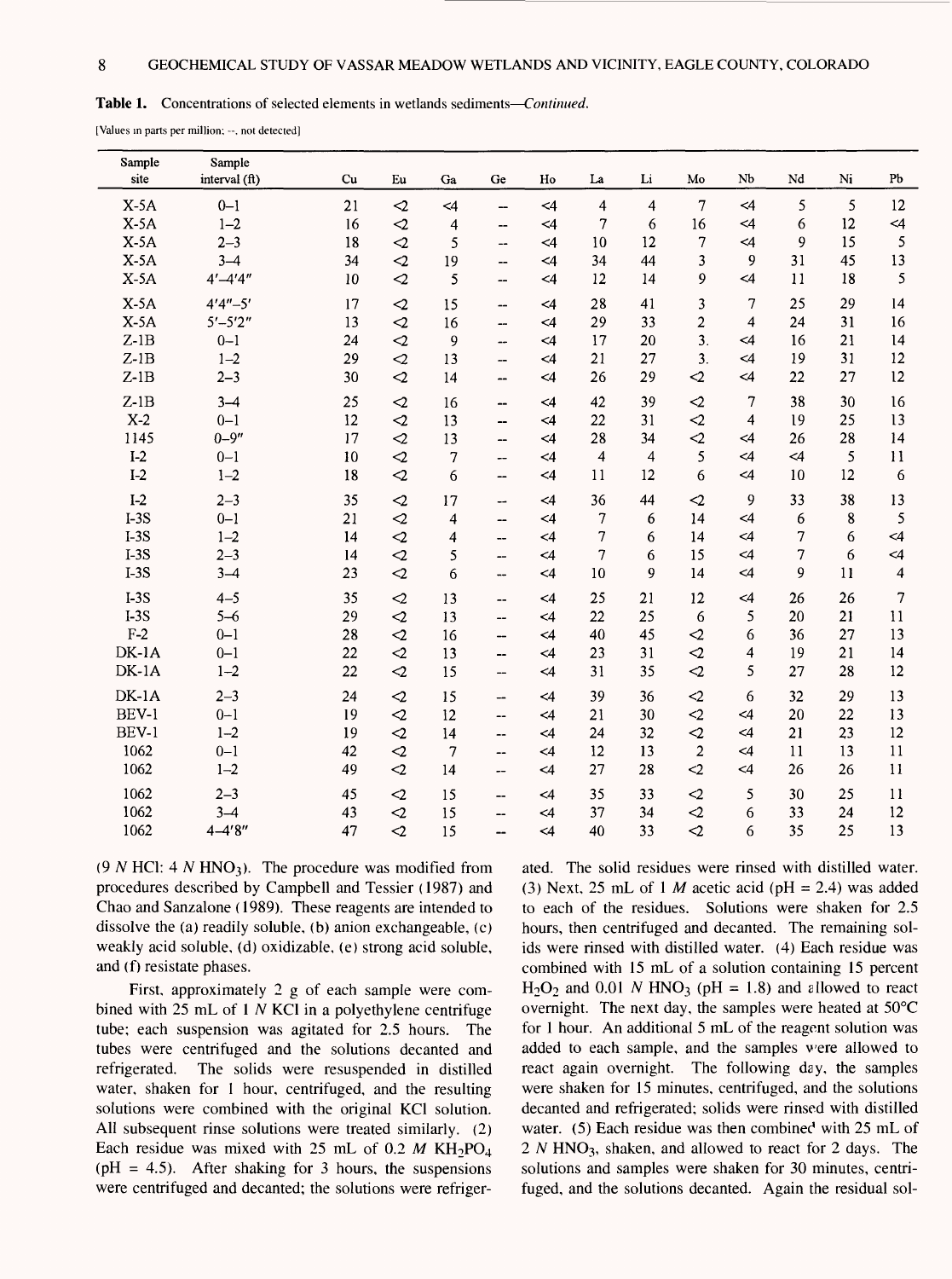**Table 1.** Concentrations of selected elements in wetlands sediments—*Continued.*

[Values in parts per million; --, not detected]

| Sample site | Sample interval (ft) | Cu | Eu | Ga | Ge | Ho | La | Li | Mo | Nb | Nd | Ni | Pb |
|---|---|---|---|---|---|---|---|---|---|---|---|---|---|
| X-5A | 0–1 | 21 | <2 | <4 | -- | <4 | 4 | 4 | 7 | <4 | 5 | 5 | 12 |
| X-5A | 1–2 | 16 | <2 | 4 | -- | <4 | 7 | 6 | 16 | <4 | 6 | 12 | <4 |
| X-5A | 2–3 | 18 | <2 | 5 | -- | <4 | 10 | 12 | 7 | <4 | 9 | 15 | 5 |
| X-5A | 3–4 | 34 | <2 | 19 | -- | <4 | 34 | 44 | 3 | 9 | 31 | 45 | 13 |
| X-5A | 4′–4′4″ | 10 | <2 | 5 | -- | <4 | 12 | 14 | 9 | <4 | 11 | 18 | 5 |
| X-5A | 4′4″–5′ | 17 | <2 | 15 | -- | <4 | 28 | 41 | 3 | 7 | 25 | 29 | 14 |
| X-5A | 5′–5′2″ | 13 | <2 | 16 | -- | <4 | 29 | 33 | 2 | 4 | 24 | 31 | 16 |
| Z-1B | 0–1 | 24 | <2 | 9 | -- | <4 | 17 | 20 | 3. | <4 | 16 | 21 | 14 |
| Z-1B | 1–2 | 29 | <2 | 13 | -- | <4 | 21 | 27 | 3. | <4 | 19 | 31 | 12 |
| Z-1B | 2–3 | 30 | <2 | 14 | -- | <4 | 26 | 29 | <2 | <4 | 22 | 27 | 12 |
| Z-1B | 3–4 | 25 | <2 | 16 | -- | <4 | 42 | 39 | <2 | 7 | 38 | 30 | 16 |
| X-2 | 0–1 | 12 | <2 | 13 | -- | <4 | 22 | 31 | <2 | 4 | 19 | 25 | 13 |
| 1145 | 0–9″ | 17 | <2 | 13 | -- | <4 | 28 | 34 | <2 | <4 | 26 | 28 | 14 |
| I-2 | 0–1 | 10 | <2 | 7 | -- | <4 | 4 | 4 | 5 | <4 | <4 | 5 | 11 |
| I-2 | 1–2 | 18 | <2 | 6 | -- | <4 | 11 | 12 | 6 | <4 | 10 | 12 | 6 |
| I-2 | 2–3 | 35 | <2 | 17 | -- | <4 | 36 | 44 | <2 | 9 | 33 | 38 | 13 |
| I-3S | 0–1 | 21 | <2 | 4 | -- | <4 | 7 | 6 | 14 | <4 | 6 | 8 | 5 |
| I-3S | 1–2 | 14 | <2 | 4 | -- | <4 | 7 | 6 | 14 | <4 | 7 | 6 | <4 |
| I-3S | 2–3 | 14 | <2 | 5 | -- | <4 | 7 | 6 | 15 | <4 | 7 | 6 | <4 |
| I-3S | 3–4 | 23 | <2 | 6 | -- | <4 | 10 | 9 | 14 | <4 | 9 | 11 | 4 |
| I-3S | 4–5 | 35 | <2 | 13 | -- | <4 | 25 | 21 | 12 | <4 | 26 | 26 | 7 |
| I-3S | 5–6 | 29 | <2 | 13 | -- | <4 | 22 | 25 | 6 | 5 | 20 | 21 | 11 |
| F-2 | 0–1 | 28 | <2 | 16 | -- | <4 | 40 | 45 | <2 | 6 | 36 | 27 | 13 |
| DK-1A | 0–1 | 22 | <2 | 13 | -- | <4 | 23 | 31 | <2 | 4 | 19 | 21 | 14 |
| DK-1A | 1–2 | 22 | <2 | 15 | -- | <4 | 31 | 35 | <2 | 5 | 27 | 28 | 12 |
| DK-1A | 2–3 | 24 | <2 | 15 | -- | <4 | 39 | 36 | <2 | 6 | 32 | 29 | 13 |
| BEV-1 | 0–1 | 19 | <2 | 12 | -- | <4 | 21 | 30 | <2 | <4 | 20 | 22 | 13 |
| BEV-1 | 1–2 | 19 | <2 | 14 | -- | <4 | 24 | 32 | <2 | <4 | 21 | 23 | 12 |
| 1062 | 0–1 | 42 | <2 | 7 | -- | <4 | 12 | 13 | 2 | <4 | 11 | 13 | 11 |
| 1062 | 1–2 | 49 | <2 | 14 | -- | <4 | 27 | 28 | <2 | <4 | 26 | 26 | 11 |
| 1062 | 2–3 | 45 | <2 | 15 | -- | <4 | 35 | 33 | <2 | 5 | 30 | 25 | 11 |
| 1062 | 3–4 | 43 | <2 | 15 | -- | <4 | 37 | 34 | <2 | 6 | 33 | 24 | 12 |
| 1062 | 4–4′8″ | 47 | <2 | 15 | -- | <4 | 40 | 33 | <2 | 6 | 35 | 25 | 13 |

(9 *N* HCl: 4 *N* $HNO_3$). The procedure was modified from procedures described by Campbell and Tessier (1987) and Chao and Sanzalone (1989). These reagents are intended to dissolve the (a) readily soluble, (b) anion exchangeable, (c) weakly acid soluble, (d) oxidizable, (e) strong acid soluble, and (f) resistate phases.

First, approximately 2 g of each sample were combined with 25 mL of 1 *N* KCl in a polyethylene centrifuge tube; each suspension was agitated for 2.5 hours. The tubes were centrifuged and the solutions decanted and refrigerated. The solids were resuspended in distilled water, shaken for 1 hour, centrifuged, and the resulting solutions were combined with the original KCl solution. All subsequent rinse solutions were treated similarly. (2) Each residue was mixed with 25 mL of 0.2 *M* $KH_2PO_4$ (pH = 4.5). After shaking for 3 hours, the suspensions were centrifuged and decanted; the solutions were refrigerated. The solid residues were rinsed with distilled water. (3) Next, 25 mL of 1 *M* acetic acid (pH = 2.4) was added to each of the residues. Solutions were shaken for 2.5 hours, then centrifuged and decanted. The remaining solids were rinsed with distilled water. (4) Each residue was combined with 15 mL of a solution containing 15 percent $H_2O_2$ and 0.01 *N* $HNO_3$ (pH = 1.8) and allowed to react overnight. The next day, the samples were heated at 50°C for 1 hour. An additional 5 mL of the reagent solution was added to each sample, and the samples were allowed to react again overnight. The following day, the samples were shaken for 15 minutes, centrifuged, and the solutions decanted and refrigerated; solids were rinsed with distilled water. (5) Each residue was then combined with 25 mL of 2 *N* $HNO_3$, shaken, and allowed to react for 2 days. The solutions and samples were shaken for 30 minutes, centrifuged, and the solutions decanted. Again the residual sol-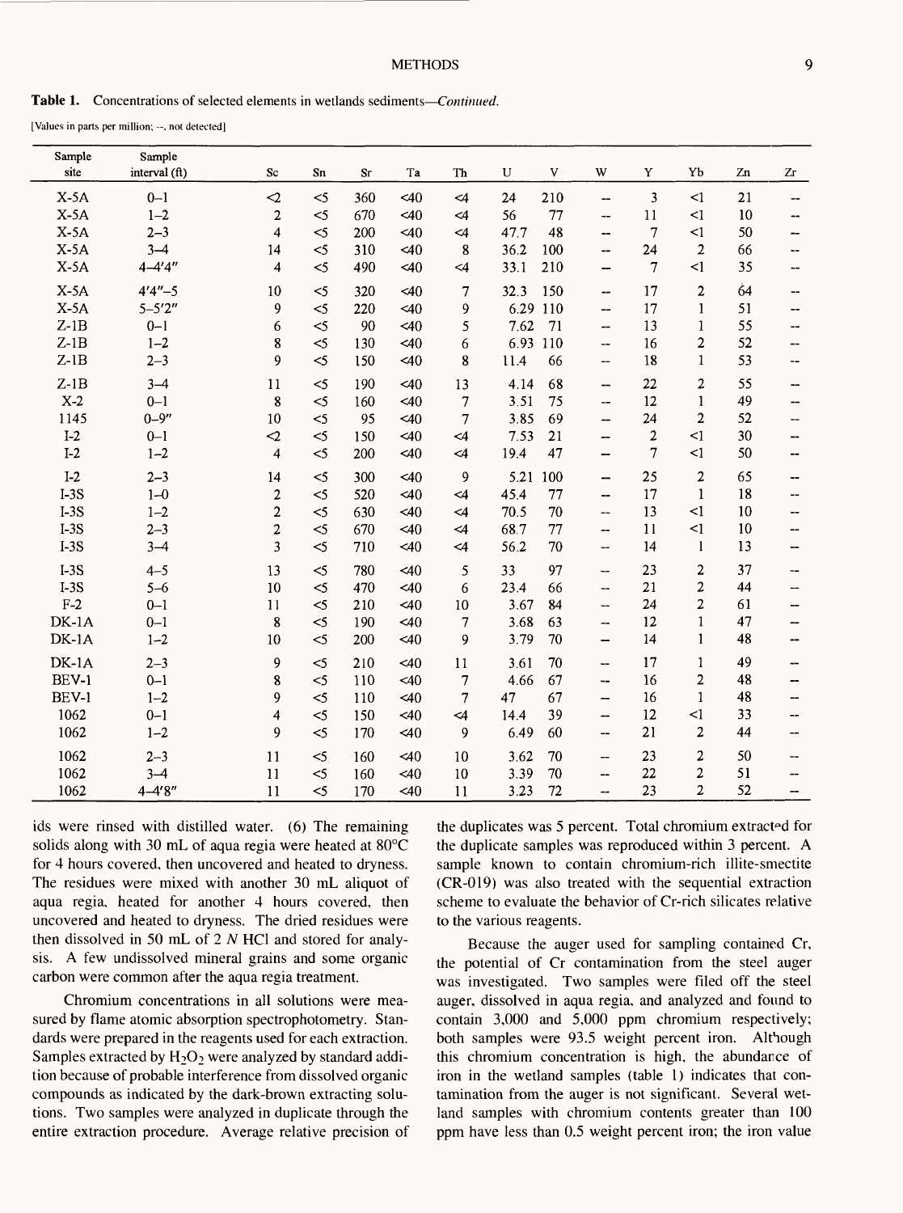**Table 1.** Concentrations of selected elements in wetlands sediments—*Continued.*

[Values in parts per million; --, not detected]

| Sample site | Sample interval (ft) | Sc | Sn | Sr | Ta | Th | U | V | W | Y | Yb | Zn | Zr |
|---|---|---|---|---|---|---|---|---|---|---|---|---|---|
| X-5A | 0–1 | <2 | <5 | 360 | <40 | <4 | 24 | 210 | -- | 3 | <1 | 21 | -- |
| X-5A | 1–2 | 2 | <5 | 670 | <40 | <4 | 56 | 77 | -- | 11 | <1 | 10 | -- |
| X-5A | 2–3 | 4 | <5 | 200 | <40 | <4 | 47.7 | 48 | -- | 7 | <1 | 50 | -- |
| X-5A | 3–4 | 14 | <5 | 310 | <40 | 8 | 36.2 | 100 | -- | 24 | 2 | 66 | -- |
| X-5A | 4–4'4" | 4 | <5 | 490 | <40 | <4 | 33.1 | 210 | -- | 7 | <1 | 35 | -- |
| X-5A | 4'4"–5 | 10 | <5 | 320 | <40 | 7 | 32.3 | 150 | -- | 17 | 2 | 64 | -- |
| X-5A | 5–5'2" | 9 | <5 | 220 | <40 | 9 | 6.29 | 110 | -- | 17 | 1 | 51 | -- |
| Z-1B | 0–1 | 6 | <5 | 90 | <40 | 5 | 7.62 | 71 | -- | 13 | 1 | 55 | -- |
| Z-1B | 1–2 | 8 | <5 | 130 | <40 | 6 | 6.93 | 110 | -- | 16 | 2 | 52 | -- |
| Z-1B | 2–3 | 9 | <5 | 150 | <40 | 8 | 11.4 | 66 | -- | 18 | 1 | 53 | -- |
| Z-1B | 3–4 | 11 | <5 | 190 | <40 | 13 | 4.14 | 68 | -- | 22 | 2 | 55 | -- |
| X-2 | 0–1 | 8 | <5 | 160 | <40 | 7 | 3.51 | 75 | -- | 12 | 1 | 49 | -- |
| 1145 | 0–9" | 10 | <5 | 95 | <40 | 7 | 3.85 | 69 | -- | 24 | 2 | 52 | -- |
| I-2 | 0–1 | <2 | <5 | 150 | <40 | <4 | 7.53 | 21 | -- | 2 | <1 | 30 | -- |
| I-2 | 1–2 | 4 | <5 | 200 | <40 | <4 | 19.4 | 47 | -- | 7 | <1 | 50 | -- |
| I-2 | 2–3 | 14 | <5 | 300 | <40 | 9 | 5.21 | 100 | -- | 25 | 2 | 65 | -- |
| I-3S | 1–0 | 2 | <5 | 520 | <40 | <4 | 45.4 | 77 | -- | 17 | 1 | 18 | -- |
| I-3S | 1–2 | 2 | <5 | 630 | <40 | <4 | 70.5 | 70 | -- | 13 | <1 | 10 | -- |
| I-3S | 2–3 | 2 | <5 | 670 | <40 | <4 | 68.7 | 77 | -- | 11 | <1 | 10 | -- |
| I-3S | 3–4 | 3 | <5 | 710 | <40 | <4 | 56.2 | 70 | -- | 14 | 1 | 13 | -- |
| I-3S | 4–5 | 13 | <5 | 780 | <40 | 5 | 33 | 97 | -- | 23 | 2 | 37 | -- |
| I-3S | 5–6 | 10 | <5 | 470 | <40 | 6 | 23.4 | 66 | -- | 21 | 2 | 44 | -- |
| F-2 | 0–1 | 11 | <5 | 210 | <40 | 10 | 3.67 | 84 | -- | 24 | 2 | 61 | -- |
| DK-1A | 0–1 | 8 | <5 | 190 | <40 | 7 | 3.68 | 63 | -- | 12 | 1 | 47 | -- |
| DK-1A | 1–2 | 10 | <5 | 200 | <40 | 9 | 3.79 | 70 | -- | 14 | 1 | 48 | -- |
| DK-1A | 2–3 | 9 | <5 | 210 | <40 | 11 | 3.61 | 70 | -- | 17 | 1 | 49 | -- |
| BEV-1 | 0–1 | 8 | <5 | 110 | <40 | 7 | 4.66 | 67 | -- | 16 | 2 | 48 | -- |
| BEV-1 | 1–2 | 9 | <5 | 110 | <40 | 7 | 47 | 67 | -- | 16 | 1 | 48 | -- |
| 1062 | 0–1 | 4 | <5 | 150 | <40 | <4 | 14.4 | 39 | -- | 12 | <1 | 33 | -- |
| 1062 | 1–2 | 9 | <5 | 170 | <40 | 9 | 6.49 | 60 | -- | 21 | 2 | 44 | -- |
| 1062 | 2–3 | 11 | <5 | 160 | <40 | 10 | 3.62 | 70 | -- | 23 | 2 | 50 | -- |
| 1062 | 3–4 | 11 | <5 | 160 | <40 | 10 | 3.39 | 70 | -- | 22 | 2 | 51 | -- |
| 1062 | 4–4'8" | 11 | <5 | 170 | <40 | 11 | 3.23 | 72 | -- | 23 | 2 | 52 | -- |

ids were rinsed with distilled water. (6) The remaining solids along with 30 mL of aqua regia were heated at 80°C for 4 hours covered, then uncovered and heated to dryness. The residues were mixed with another 30 mL aliquot of aqua regia, heated for another 4 hours covered, then uncovered and heated to dryness. The dried residues were then dissolved in 50 mL of 2 *N* HCl and stored for analysis. A few undissolved mineral grains and some organic carbon were common after the aqua regia treatment.

Chromium concentrations in all solutions were measured by flame atomic absorption spectrophotometry. Standards were prepared in the reagents used for each extraction. Samples extracted by $H_2O_2$ were analyzed by standard addition because of probable interference from dissolved organic compounds as indicated by the dark-brown extracting solutions. Two samples were analyzed in duplicate through the entire extraction procedure. Average relative precision of the duplicates was 5 percent. Total chromium extracted for the duplicate samples was reproduced within 3 percent. A sample known to contain chromium-rich illite-smectite (CR-019) was also treated with the sequential extraction scheme to evaluate the behavior of Cr-rich silicates relative to the various reagents.

Because the auger used for sampling contained Cr, the potential of Cr contamination from the steel auger was investigated. Two samples were filed off the steel auger, dissolved in aqua regia, and analyzed and found to contain 3,000 and 5,000 ppm chromium respectively; both samples were 93.5 weight percent iron. Although this chromium concentration is high, the abundance of iron in the wetland samples (table 1) indicates that contamination from the auger is not significant. Several wetland samples with chromium contents greater than 100 ppm have less than 0.5 weight percent iron; the iron value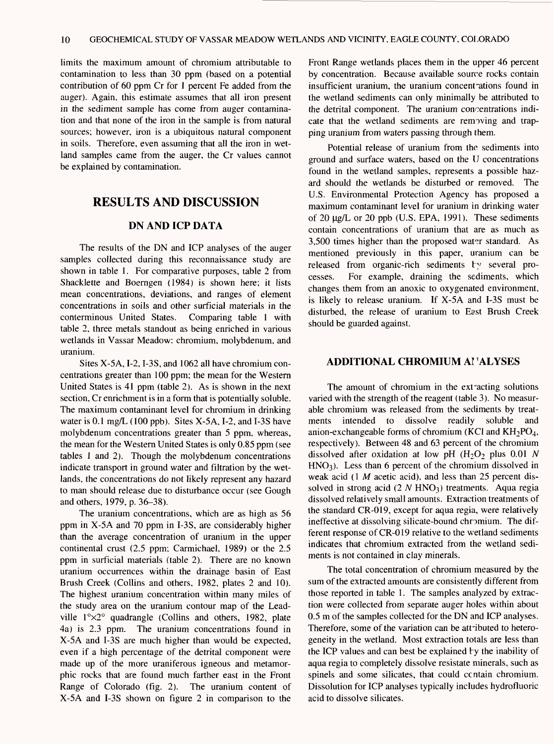limits the maximum amount of chromium attributable to contamination to less than 30 ppm (based on a potential contribution of 60 ppm Cr for 1 percent Fe added from the auger). Again, this estimate assumes that all iron present in the sediment sample has come from auger contamination and that none of the iron in the sample is from natural sources; however, iron is a ubiquitous natural component in soils. Therefore, even assuming that all the iron in wetland samples came from the auger, the Cr values cannot be explained by contamination.

## RESULTS AND DISCUSSION

### DN AND ICP DATA

The results of the DN and ICP analyses of the auger samples collected during this reconnaissance study are shown in table 1. For comparative purposes, table 2 from Shacklette and Boerngen (1984) is shown here; it lists mean concentrations, deviations, and ranges of element concentrations in soils and other surficial materials in the conterminous United States. Comparing table 1 with table 2, three metals standout as being enriched in various wetlands in Vassar Meadow: chromium, molybdenum, and uranium.

Sites X-5A, I-2, I-3S, and 1062 all have chromium concentrations greater than 100 ppm; the mean for the Western United States is 41 ppm (table 2). As is shown in the next section, Cr enrichment is in a form that is potentially soluble. The maximum contaminant level for chromium in drinking water is 0.1 mg/L (100 ppb). Sites X-5A, I-2, and I-3S have molybdenum concentrations greater than 5 ppm, whereas, the mean for the Western United States is only 0.85 ppm (see tables 1 and 2). Though the molybdenum concentrations indicate transport in ground water and filtration by the wetlands, the concentrations do not likely represent any hazard to man should release due to disturbance occur (see Gough and others, 1979, p. 36–38).

The uranium concentrations, which are as high as 56 ppm in X-5A and 70 ppm in I-3S, are considerably higher than the average concentration of uranium in the upper continental crust (2.5 ppm; Carmichael, 1989) or the 2.5 ppm in surficial materials (table 2). There are no known uranium occurrences within the drainage basin of East Brush Creek (Collins and others, 1982, plates 2 and 10). The highest uranium concentration within many miles of the study area on the uranium contour map of the Leadville 1°×2° quadrangle (Collins and others, 1982, plate 4a) is 2.3 ppm. The uranium concentrations found in X-5A and I-3S are much higher than would be expected, even if a high percentage of the detrital component were made up of the more uraniferous igneous and metamorphic rocks that are found much farther east in the Front Range of Colorado (fig. 2). The uranium content of X-5A and I-3S shown on figure 2 in comparison to the Front Range wetlands places them in the upper 46 percent by concentration. Because available source rocks contain insufficient uranium, the uranium concentrations found in the wetland sediments can only minimally be attributed to the detrital component. The uranium concentrations indicate that the wetland sediments are removing and trapping uranium from waters passing through them.

Potential release of uranium from the sediments into ground and surface waters, based on the U concentrations found in the wetland samples, represents a possible hazard should the wetlands be disturbed or removed. The U.S. Environmental Protection Agency has proposed a maximum contaminant level for uranium in drinking water of 20 µg/L or 20 ppb (U.S. EPA, 1991). These sediments contain concentrations of uranium that are as much as 3,500 times higher than the proposed water standard. As mentioned previously in this paper, uranium can be released from organic-rich sediments by several processes. For example, draining the sediments, which changes them from an anoxic to oxygenated environment, is likely to release uranium. If X-5A and I-3S must be disturbed, the release of uranium to East Brush Creek should be guarded against.

### ADDITIONAL CHROMIUM ANALYSES

The amount of chromium in the extracting solutions varied with the strength of the reagent (table 3). No measurable chromium was released from the sediments by treatments intended to dissolve readily soluble and anion-exchangeable forms of chromium (KCl and $KH_2PO_4$, respectively). Between 48 and 63 percent of the chromium dissolved after oxidation at low pH ($H_2O_2$ plus 0.01 *N* $HNO_3$). Less than 6 percent of the chromium dissolved in weak acid (1 *M* acetic acid), and less than 25 percent dissolved in strong acid (2 *N* $HNO_3$) treatments. Aqua regia dissolved relatively small amounts. Extraction treatments of the standard CR-019, except for aqua regia, were relatively ineffective at dissolving silicate-bound chromium. The different response of CR-019 relative to the wetland sediments indicates that chromium extracted from the wetland sediments is not contained in clay minerals.

The total concentration of chromium measured by the sum of the extracted amounts are consistently different from those reported in table 1. The samples analyzed by extraction were collected from separate auger holes within about 0.5 m of the samples collected for the DN and ICP analyses. Therefore, some of the variation can be attributed to heterogeneity in the wetland. Most extraction totals are less than the ICP values and can best be explained by the inability of aqua regia to completely dissolve resistate minerals, such as spinels and some silicates, that could contain chromium. Dissolution for ICP analyses typically includes hydrofluoric acid to dissolve silicates.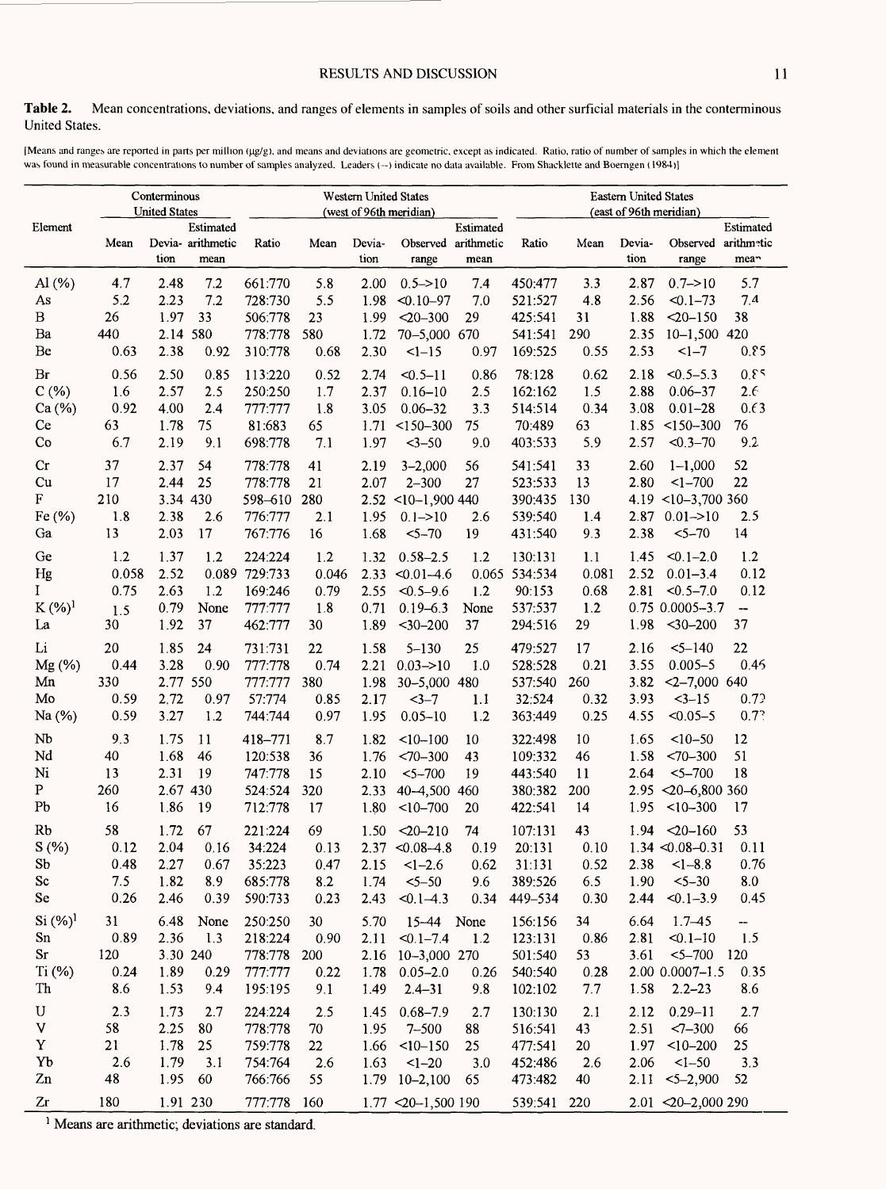**Table 2.** Mean concentrations, deviations, and ranges of elements in samples of soils and other surficial materials in the conterminous United States.

[Means and ranges are reported in parts per million (μg/g), and means and deviations are geometric, except as indicated. Ratio, ratio of number of samples in which the element was found in measurable concentrations to number of samples analyzed. Leaders (--) indicate no data available. From Shacklette and Boerngen (1984)]

| Element | Conterminous United States | | | Western United States (west of 96th meridian) | | | | | Eastern United States (east of 96th meridian) | | | | |
|---|---|---|---|---|---|---|---|---|---|---|---|---|---|
| | Mean | Deviation | Estimated arithmetic mean | Ratio | Mean | Deviation | Observed range | Estimated arithmetic mean | Ratio | Mean | Deviation | Observed range | Estimated arithmetic mean |
| Al (%) | 4.7 | 2.48 | 7.2 | 661:770 | 5.8 | 2.00 | 0.5->10 | 7.4 | 450:477 | 3.3 | 2.87 | 0.7->10 | 5.7 |
| As | 5.2 | 2.23 | 7.2 | 728:730 | 5.5 | 1.98 | <0.10-97 | 7.0 | 521:527 | 4.8 | 2.56 | <0.1-73 | 7.4 |
| B | 26 | 1.97 | 33 | 506:778 | 23 | 1.99 | <20-300 | 29 | 425:541 | 31 | 1.88 | <20-150 | 38 |
| Ba | 440 | 2.14 | 580 | 778:778 | 580 | 1.72 | 70-5,000 | 670 | 541:541 | 290 | 2.35 | 10-1,500 | 420 |
| Be | 0.63 | 2.38 | 0.92 | 310:778 | 0.68 | 2.30 | <1-15 | 0.97 | 169:525 | 0.55 | 2.53 | <1-7 | 0.85 |
| Br | 0.56 | 2.50 | 0.85 | 113:220 | 0.52 | 2.74 | <0.5-11 | 0.86 | 78:128 | 0.62 | 2.18 | <0.5-5.3 | 0.85 |
| C (%) | 1.6 | 2.57 | 2.5 | 250:250 | 1.7 | 2.37 | 0.16-10 | 2.5 | 162:162 | 1.5 | 2.88 | 0.06-37 | 2.6 |
| Ca (%) | 0.92 | 4.00 | 2.4 | 777:777 | 1.8 | 3.05 | 0.06-32 | 3.3 | 514:514 | 0.34 | 3.08 | 0.01-28 | 0.63 |
| Ce | 63 | 1.78 | 75 | 81:683 | 65 | 1.71 | <150-300 | 75 | 70:489 | 63 | 1.85 | <150-300 | 76 |
| Co | 6.7 | 2.19 | 9.1 | 698:778 | 7.1 | 1.97 | <3-50 | 9.0 | 403:533 | 5.9 | 2.57 | <0.3-70 | 9.2 |
| Cr | 37 | 2.37 | 54 | 778:778 | 41 | 2.19 | 3-2,000 | 56 | 541:541 | 33 | 2.60 | 1-1,000 | 52 |
| Cu | 17 | 2.44 | 25 | 778:778 | 21 | 2.07 | 2-300 | 27 | 523:533 | 13 | 2.80 | <1-700 | 22 |
| F | 210 | 3.34 | 430 | 598-610 | 280 | 2.52 | <10-1,900 | 440 | 390:435 | 130 | 4.19 | <10-3,700 | 360 |
| Fe (%) | 1.8 | 2.38 | 2.6 | 776:777 | 2.1 | 1.95 | 0.1->10 | 2.6 | 539:540 | 1.4 | 2.87 | 0.01->10 | 2.5 |
| Ga | 13 | 2.03 | 17 | 767:776 | 16 | 1.68 | <5-70 | 19 | 431:540 | 9.3 | 2.38 | <5-70 | 14 |
| Ge | 1.2 | 1.37 | 1.2 | 224:224 | 1.2 | 1.32 | 0.58-2.5 | 1.2 | 130:131 | 1.1 | 1.45 | <0.1-2.0 | 1.2 |
| Hg | 0.058 | 2.52 | 0.089 | 729:733 | 0.046 | 2.33 | <0.01-4.6 | 0.065 | 534:534 | 0.081 | 2.52 | 0.01-3.4 | 0.12 |
| I | 0.75 | 2.63 | 1.2 | 169:246 | 0.79 | 2.55 | <0.5-9.6 | 1.2 | 90:153 | 0.68 | 2.81 | <0.5-7.0 | 0.12 |
| K (%)[1] | 1.5 | 0.79 | None | 777:777 | 1.8 | 0.71 | 0.19-6.3 | None | 537:537 | 1.2 | 0.75 | 0.0005-3.7 | -- |
| La | 30 | 1.92 | 37 | 462:777 | 30 | 1.89 | <30-200 | 37 | 294:516 | 29 | 1.98 | <30-200 | 37 |
| Li | 20 | 1.85 | 24 | 731:731 | 22 | 1.58 | 5-130 | 25 | 479:527 | 17 | 2.16 | <5-140 | 22 |
| Mg (%) | 0.44 | 3.28 | 0.90 | 777:778 | 0.74 | 2.21 | 0.03->10 | 1.0 | 528:528 | 0.21 | 3.55 | 0.005-5 | 0.46 |
| Mn | 330 | 2.77 | 550 | 777:777 | 380 | 1.98 | 30-5,000 | 480 | 537:540 | 260 | 3.82 | <2-7,000 | 640 |
| Mo | 0.59 | 2.72 | 0.97 | 57:774 | 0.85 | 2.17 | <3-7 | 1.1 | 32:524 | 0.32 | 3.93 | <3-15 | 0.79 |
| Na (%) | 0.59 | 3.27 | 1.2 | 744:744 | 0.97 | 1.95 | 0.05-10 | 1.2 | 363:449 | 0.25 | 4.55 | <0.05-5 | 0.77 |
| Nb | 9.3 | 1.75 | 11 | 418-771 | 8.7 | 1.82 | <10-100 | 10 | 322:498 | 10 | 1.65 | <10-50 | 12 |
| Nd | 40 | 1.68 | 46 | 120:538 | 36 | 1.76 | <70-300 | 43 | 109:332 | 46 | 1.58 | <70-300 | 51 |
| Ni | 13 | 2.31 | 19 | 747:778 | 15 | 2.10 | <5-700 | 19 | 443:540 | 11 | 2.64 | <5-700 | 18 |
| P | 260 | 2.67 | 430 | 524:524 | 320 | 2.33 | 40-4,500 | 460 | 380:382 | 200 | 2.95 | <20-6,800 | 360 |
| Pb | 16 | 1.86 | 19 | 712:778 | 17 | 1.80 | <10-700 | 20 | 422:541 | 14 | 1.95 | <10-300 | 17 |
| Rb | 58 | 1.72 | 67 | 221:224 | 69 | 1.50 | <20-210 | 74 | 107:131 | 43 | 1.94 | <20-160 | 53 |
| S (%) | 0.12 | 2.04 | 0.16 | 34:224 | 0.13 | 2.37 | <0.08-4.8 | 0.19 | 20:131 | 0.10 | 1.34 | <0.08-0.31 | 0.11 |
| Sb | 0.48 | 2.27 | 0.67 | 35:223 | 0.47 | 2.15 | <1-2.6 | 0.62 | 31:131 | 0.52 | 2.38 | <1-8.8 | 0.76 |
| Sc | 7.5 | 1.82 | 8.9 | 685:778 | 8.2 | 1.74 | <5-50 | 9.6 | 389:526 | 6.5 | 1.90 | <5-30 | 8.0 |
| Se | 0.26 | 2.46 | 0.39 | 590:733 | 0.23 | 2.43 | <0.1-4.3 | 0.34 | 449-534 | 0.30 | 2.44 | <0.1-3.9 | 0.45 |
| Si (%)[1] | 31 | 6.48 | None | 250:250 | 30 | 5.70 | 15-44 | None | 156:156 | 34 | 6.64 | 1.7-45 | -- |
| Sn | 0.89 | 2.36 | 1.3 | 218:224 | 0.90 | 2.11 | <0.1-7.4 | 1.2 | 123:131 | 0.86 | 2.81 | <0.1-10 | 1.5 |
| Sr | 120 | 3.30 | 240 | 778:778 | 200 | 2.16 | 10-3,000 | 270 | 501:540 | 53 | 3.61 | <5-700 | 120 |
| Ti (%) | 0.24 | 1.89 | 0.29 | 777:777 | 0.22 | 1.78 | 0.05-2.0 | 0.26 | 540:540 | 0.28 | 2.00 | 0.0007-1.5 | 0.35 |
| Th | 8.6 | 1.53 | 9.4 | 195:195 | 9.1 | 1.49 | 2.4-31 | 9.8 | 102:102 | 7.7 | 1.58 | 2.2-23 | 8.6 |
| U | 2.3 | 1.73 | 2.7 | 224:224 | 2.5 | 1.45 | 0.68-7.9 | 2.7 | 130:130 | 2.1 | 2.12 | 0.29-11 | 2.7 |
| V | 58 | 2.25 | 80 | 778:778 | 70 | 1.95 | 7-500 | 88 | 516:541 | 43 | 2.51 | <7-300 | 66 |
| Y | 21 | 1.78 | 25 | 759:778 | 22 | 1.66 | <10-150 | 25 | 477:541 | 20 | 1.97 | <10-200 | 25 |
| Yb | 2.6 | 1.79 | 3.1 | 754:764 | 2.6 | 1.63 | <1-20 | 3.0 | 452:486 | 2.6 | 2.06 | <1-50 | 3.3 |
| Zn | 48 | 1.95 | 60 | 766:766 | 55 | 1.79 | 10-2,100 | 65 | 473:482 | 40 | 2.11 | <5-2,900 | 52 |
| Zr | 180 | 1.91 | 230 | 777:778 | 160 | 1.77 | <20-1,500 | 190 | 539:541 | 220 | 2.01 | <20-2,000 | 290 |

[1] Means are arithmetic; deviations are standard.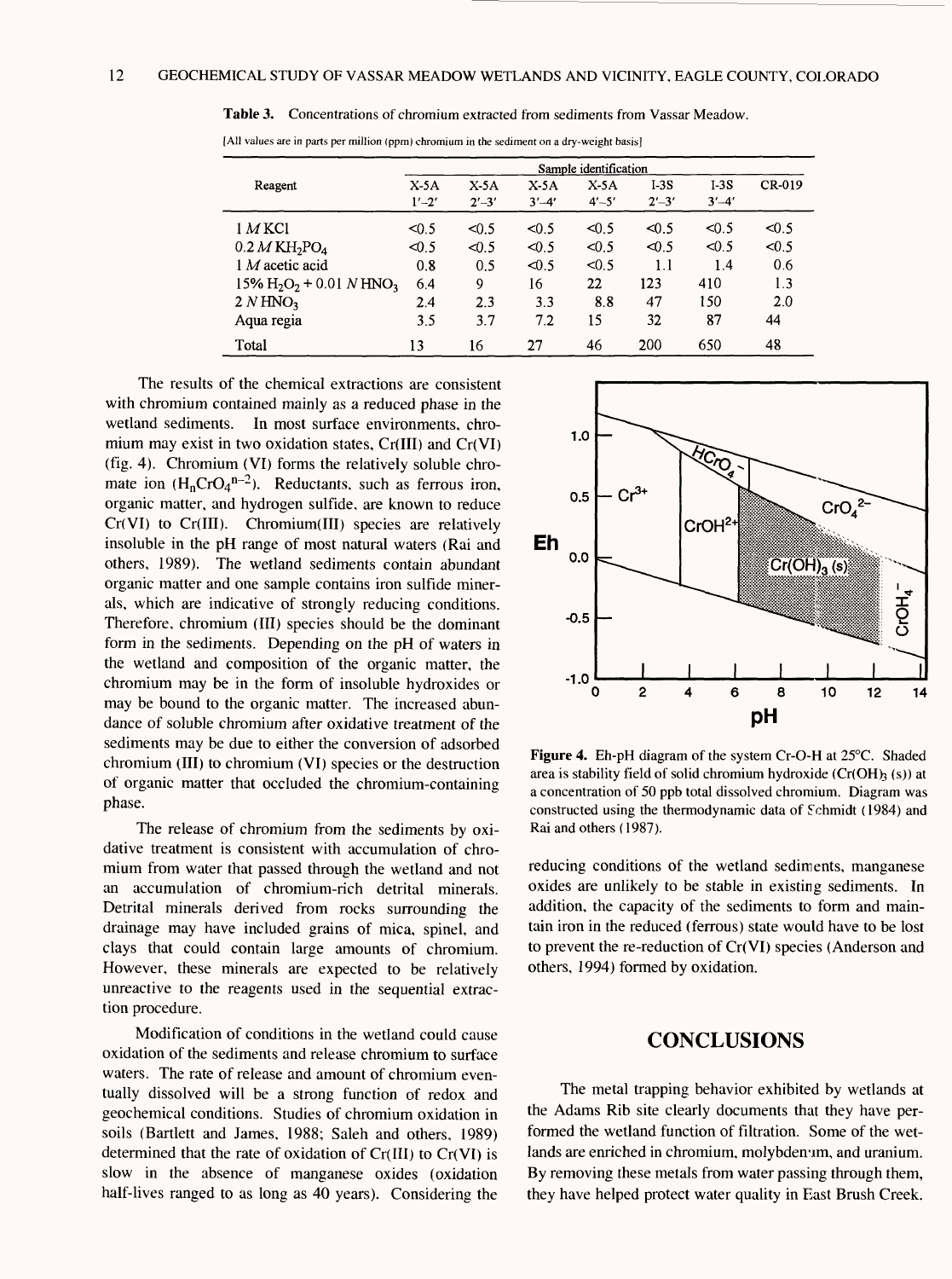**Table 3.** Concentrations of chromium extracted from sediments from Vassar Meadow.

[All values are in parts per million (ppm) chromium in the sediment on a dry-weight basis]

| Reagent | Sample identification | | | | | | |
|---|---|---|---|---|---|---|---|
| | X-5A 1′–2′ | X-5A 2′–3′ | X-5A 3′–4′ | X-5A 4′–5′ | I-3S 2′–3′ | I-3S 3′–4′ | CR-019 |
| 1 *M* KCl | <0.5 | <0.5 | <0.5 | <0.5 | <0.5 | <0.5 | <0.5 |
| 0.2 *M* $KH_2PO_4$ | <0.5 | <0.5 | <0.5 | <0.5 | <0.5 | <0.5 | <0.5 |
| 1 *M* acetic acid | 0.8 | 0.5 | <0.5 | <0.5 | 1.1 | 1.4 | 0.6 |
| 15% $H_2O_2$ + 0.01 *N* $HNO_3$ | 6.4 | 9 | 16 | 22 | 123 | 410 | 1.3 |
| 2 *N* $HNO_3$ | 2.4 | 2.3 | 3.3 | 8.8 | 47 | 150 | 2.0 |
| Aqua regia | 3.5 | 3.7 | 7.2 | 15 | 32 | 87 | 44 |
| Total | 13 | 16 | 27 | 46 | 200 | 650 | 48 |

The results of the chemical extractions are consistent with chromium contained mainly as a reduced phase in the wetland sediments. In most surface environments, chromium may exist in two oxidation states, Cr(III) and Cr(VI) (fig. 4). Chromium (VI) forms the relatively soluble chromate ion ($H_nCrO_4^{n-2}$). Reductants, such as ferrous iron, organic matter, and hydrogen sulfide, are known to reduce Cr(VI) to Cr(III). Chromium(III) species are relatively insoluble in the pH range of most natural waters (Rai and others, 1989). The wetland sediments contain abundant organic matter and one sample contains iron sulfide minerals, which are indicative of strongly reducing conditions. Therefore, chromium (III) species should be the dominant form in the sediments. Depending on the pH of waters in the wetland and composition of the organic matter, the chromium may be in the form of insoluble hydroxides or may be bound to the organic matter. The increased abundance of soluble chromium after oxidative treatment of the sediments may be due to either the conversion of adsorbed chromium (III) to chromium (VI) species or the destruction of organic matter that occluded the chromium-containing phase.

The release of chromium from the sediments by oxidative treatment is consistent with accumulation of chromium from water that passed through the wetland and not an accumulation of chromium-rich detrital minerals. Detrital minerals derived from rocks surrounding the drainage may have included grains of mica, spinel, and clays that could contain large amounts of chromium. However, these minerals are expected to be relatively unreactive to the reagents used in the sequential extraction procedure.

Modification of conditions in the wetland could cause oxidation of the sediments and release chromium to surface waters. The rate of release and amount of chromium eventually dissolved will be a strong function of redox and geochemical conditions. Studies of chromium oxidation in soils (Bartlett and James, 1988; Saleh and others, 1989) determined that the rate of oxidation of Cr(III) to Cr(VI) is slow in the absence of manganese oxides (oxidation half-lives ranged to as long as 40 years). Considering the reducing conditions of the wetland sediments, manganese oxides are unlikely to be stable in existing sediments. In addition, the capacity of the sediments to form and maintain iron in the reduced (ferrous) state would have to be lost to prevent the re-reduction of Cr(VI) species (Anderson and others, 1994) formed by oxidation.

**Figure 4.** Eh-pH diagram of the system Cr-O-H at 25°C. Shaded area is stability field of solid chromium hydroxide ($Cr(OH)_3$ (s)) at a concentration of 50 ppb total dissolved chromium. Diagram was constructed using the thermodynamic data of Schmidt (1984) and Rai and others (1987).

## CONCLUSIONS

The metal trapping behavior exhibited by wetlands at the Adams Rib site clearly documents that they have performed the wetland function of filtration. Some of the wetlands are enriched in chromium, molybdenum, and uranium. By removing these metals from water passing through them, they have helped protect water quality in East Brush Creek.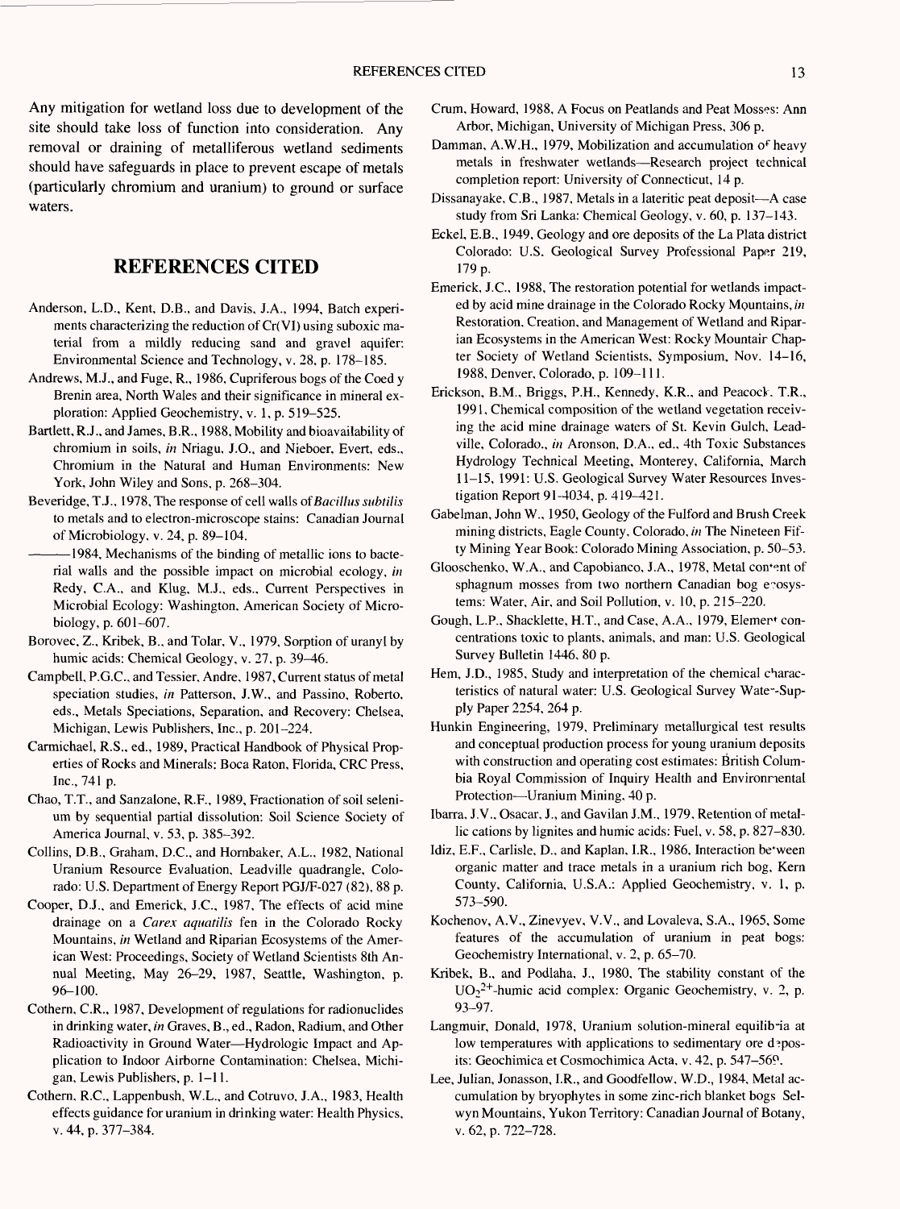Any mitigation for wetland loss due to development of the site should take loss of function into consideration. Any removal or draining of metalliferous wetland sediments should have safeguards in place to prevent escape of metals (particularly chromium and uranium) to ground or surface waters.

## REFERENCES CITED

Anderson, L.D., Kent, D.B., and Davis, J.A., 1994, Batch experiments characterizing the reduction of Cr(VI) using suboxic material from a mildly reducing sand and gravel aquifer: Environmental Science and Technology, v. 28, p. 178–185.

Andrews, M.J., and Fuge, R., 1986, Cupriferous bogs of the Coed y Brenin area, North Wales and their significance in mineral exploration: Applied Geochemistry, v. 1, p. 519–525.

Bartlett, R.J., and James, B.R., 1988, Mobility and bioavailability of chromium in soils, *in* Nriagu, J.O., and Nieboer, Evert, eds., Chromium in the Natural and Human Environments: New York, John Wiley and Sons, p. 268–304.

Beveridge, T.J., 1978, The response of cell walls of *Bacillus subtilis* to metals and to electron-microscope stains: Canadian Journal of Microbiology, v. 24, p. 89–104.

———1984, Mechanisms of the binding of metallic ions to bacterial walls and the possible impact on microbial ecology, *in* Redy, C.A., and Klug, M.J., eds., Current Perspectives in Microbial Ecology: Washington, American Society of Microbiology, p. 601–607.

Borovec, Z., Kribek, B., and Tolar, V., 1979, Sorption of uranyl by humic acids: Chemical Geology, v. 27, p. 39–46.

Campbell, P.G.C., and Tessier, Andre, 1987, Current status of metal speciation studies, *in* Patterson, J.W., and Passino, Roberto, eds., Metals Speciations, Separation, and Recovery: Chelsea, Michigan, Lewis Publishers, Inc., p. 201–224.

Carmichael, R.S., ed., 1989, Practical Handbook of Physical Properties of Rocks and Minerals: Boca Raton, Florida, CRC Press, Inc., 741 p.

Chao, T.T., and Sanzalone, R.F., 1989, Fractionation of soil selenium by sequential partial dissolution: Soil Science Society of America Journal, v. 53, p. 385–392.

Collins, D.B., Graham, D.C., and Hornbaker, A.L., 1982, National Uranium Resource Evaluation, Leadville quadrangle, Colorado: U.S. Department of Energy Report PGJ/F-027 (82), 88 p.

Cooper, D.J., and Emerick, J.C., 1987, The effects of acid mine drainage on a *Carex aquatilis* fen in the Colorado Rocky Mountains, *in* Wetland and Riparian Ecosystems of the American West: Proceedings, Society of Wetland Scientists 8th Annual Meeting, May 26–29, 1987, Seattle, Washington, p. 96–100.

Cothern, C.R., 1987, Development of regulations for radionuclides in drinking water, *in* Graves, B., ed., Radon, Radium, and Other Radioactivity in Ground Water—Hydrologic Impact and Application to Indoor Airborne Contamination: Chelsea, Michigan, Lewis Publishers, p. 1–11.

Cothern, R.C., Lappenbush, W.L., and Cotruvo, J.A., 1983, Health effects guidance for uranium in drinking water: Health Physics, v. 44, p. 377–384.

Crum, Howard, 1988, A Focus on Peatlands and Peat Mosses: Ann Arbor, Michigan, University of Michigan Press, 306 p.

Damman, A.W.H., 1979, Mobilization and accumulation of heavy metals in freshwater wetlands—Research project technical completion report: University of Connecticut, 14 p.

Dissanayake, C.B., 1987, Metals in a lateritic peat deposit—A case study from Sri Lanka: Chemical Geology, v. 60, p. 137–143.

Eckel, E.B., 1949, Geology and ore deposits of the La Plata district Colorado: U.S. Geological Survey Professional Paper 219, 179 p.

Emerick, J.C., 1988, The restoration potential for wetlands impacted by acid mine drainage in the Colorado Rocky Mountains, *in* Restoration, Creation, and Management of Wetland and Riparian Ecosystems in the American West: Rocky Mountain Chapter Society of Wetland Scientists, Symposium, Nov. 14–16, 1988, Denver, Colorado, p. 109–111.

Erickson, B.M., Briggs, P.H., Kennedy, K.R., and Peacock, T.R., 1991, Chemical composition of the wetland vegetation receiving the acid mine drainage waters of St. Kevin Gulch, Leadville, Colorado., *in* Aronson, D.A., ed., 4th Toxic Substances Hydrology Technical Meeting, Monterey, California, March 11–15, 1991: U.S. Geological Survey Water Resources Investigation Report 91-4034, p. 419–421.

Gabelman, John W., 1950, Geology of the Fulford and Brush Creek mining districts, Eagle County, Colorado, *in* The Nineteen Fifty Mining Year Book: Colorado Mining Association, p. 50–53.

Glooschenko, W.A., and Capobianco, J.A., 1978, Metal content of sphagnum mosses from two northern Canadian bog ecosystems: Water, Air, and Soil Pollution, v. 10, p. 215–220.

Gough, L.P., Shacklette, H.T., and Case, A.A., 1979, Element concentrations toxic to plants, animals, and man: U.S. Geological Survey Bulletin 1446, 80 p.

Hem, J.D., 1985, Study and interpretation of the chemical characteristics of natural water: U.S. Geological Survey Water-Supply Paper 2254, 264 p.

Hunkin Engineering, 1979, Preliminary metallurgical test results and conceptual production process for young uranium deposits with construction and operating cost estimates: British Columbia Royal Commission of Inquiry Health and Environmental Protection—Uranium Mining, 40 p.

Ibarra, J.V., Osacar, J., and Gavilan J.M., 1979, Retention of metallic cations by lignites and humic acids: Fuel, v. 58, p. 827–830.

Idiz, E.F., Carlisle, D., and Kaplan, I.R., 1986, Interaction between organic matter and trace metals in a uranium rich bog, Kern County, California, U.S.A.: Applied Geochemistry, v. 1, p. 573–590.

Kochenov, A.V., Zinevyev, V.V., and Lovaleva, S.A., 1965, Some features of the accumulation of uranium in peat bogs: Geochemistry International, v. 2, p. 65–70.

Kribek, B., and Podlaha, J., 1980, The stability constant of the $UO_2^{2+}$-humic acid complex: Organic Geochemistry, v. 2, p. 93–97.

Langmuir, Donald, 1978, Uranium solution-mineral equilibria at low temperatures with applications to sedimentary ore deposits: Geochimica et Cosmochimica Acta, v. 42, p. 547–569.

Lee, Julian, Jonasson, I.R., and Goodfellow, W.D., 1984, Metal accumulation by bryophytes in some zinc-rich blanket bogs Selwyn Mountains, Yukon Territory: Canadian Journal of Botany, v. 62, p. 722–728.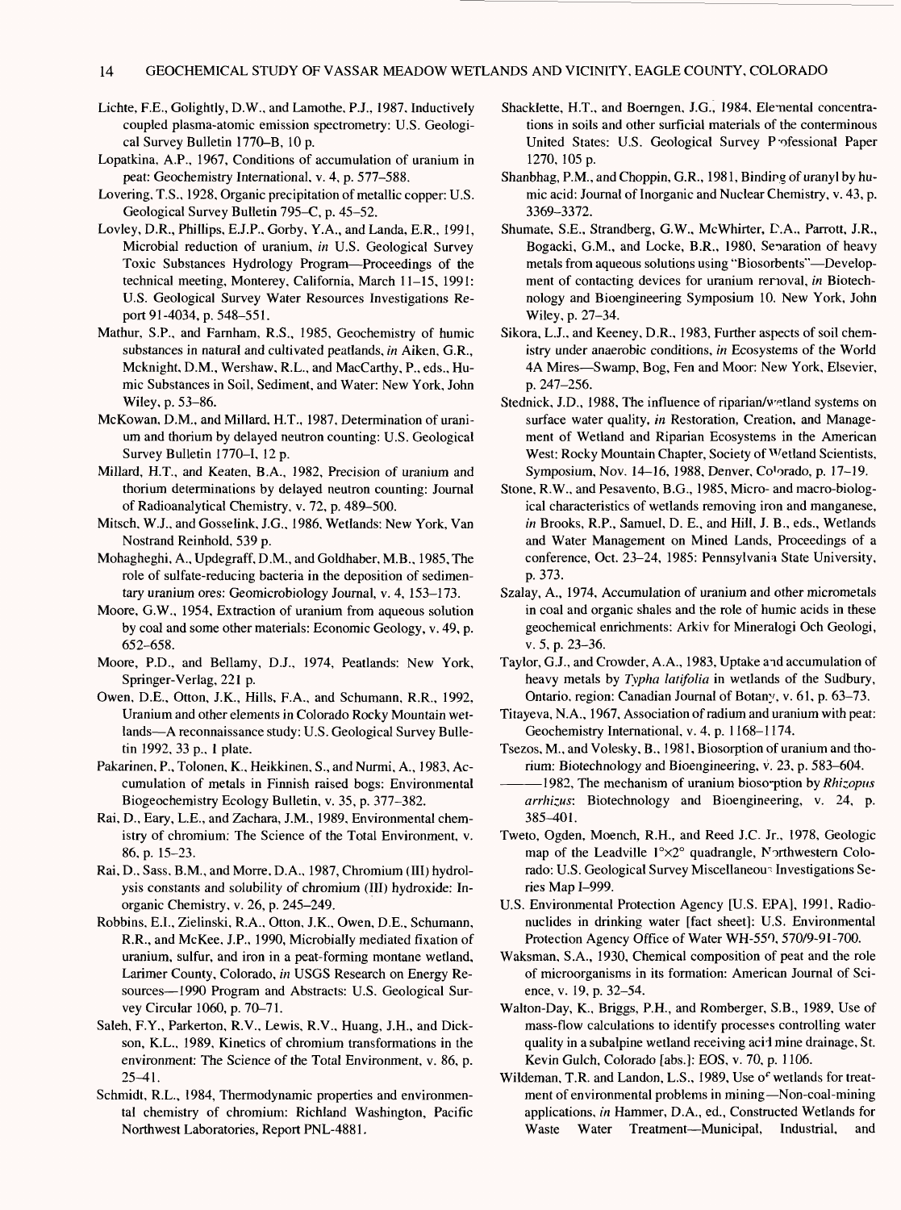Lichte, F.E., Golightly, D.W., and Lamothe, P.J., 1987, Inductively coupled plasma-atomic emission spectrometry: U.S. Geological Survey Bulletin 1770–B, 10 p.

Lopatkina, A.P., 1967, Conditions of accumulation of uranium in peat: Geochemistry International, v. 4, p. 577–588.

Lovering, T.S., 1928, Organic precipitation of metallic copper: U.S. Geological Survey Bulletin 795–C, p. 45–52.

Lovley, D.R., Phillips, E.J.P., Gorby, Y.A., and Landa, E.R., 1991, Microbial reduction of uranium, *in* U.S. Geological Survey Toxic Substances Hydrology Program—Proceedings of the technical meeting, Monterey, California, March 11–15, 1991: U.S. Geological Survey Water Resources Investigations Report 91-4034, p. 548–551.

Mathur, S.P., and Farnham, R.S., 1985, Geochemistry of humic substances in natural and cultivated peatlands, *in* Aiken, G.R., Mcknight, D.M., Wershaw, R.L., and MacCarthy, P., eds., Humic Substances in Soil, Sediment, and Water: New York, John Wiley, p. 53–86.

McKowan, D.M., and Millard, H.T., 1987, Determination of uranium and thorium by delayed neutron counting: U.S. Geological Survey Bulletin 1770–I, 12 p.

Millard, H.T., and Keaten, B.A., 1982, Precision of uranium and thorium determinations by delayed neutron counting: Journal of Radioanalytical Chemistry, v. 72, p. 489–500.

Mitsch, W.J., and Gosselink, J.G., 1986, Wetlands: New York, Van Nostrand Reinhold, 539 p.

Mohagheghi, A., Updegraff, D.M., and Goldhaber, M.B., 1985, The role of sulfate-reducing bacteria in the deposition of sedimentary uranium ores: Geomicrobiology Journal, v. 4, 153–173.

Moore, G.W., 1954, Extraction of uranium from aqueous solution by coal and some other materials: Economic Geology, v. 49, p. 652–658.

Moore, P.D., and Bellamy, D.J., 1974, Peatlands: New York, Springer-Verlag, 221 p.

Owen, D.E., Otton, J.K., Hills, F.A., and Schumann, R.R., 1992, Uranium and other elements in Colorado Rocky Mountain wetlands—A reconnaissance study: U.S. Geological Survey Bulletin 1992, 33 p., 1 plate.

Pakarinen, P., Tolonen, K., Heikkinen, S., and Nurmi, A., 1983, Accumulation of metals in Finnish raised bogs: Environmental Biogeochemistry Ecology Bulletin, v. 35, p. 377–382.

Rai, D., Eary, L.E., and Zachara, J.M., 1989, Environmental chemistry of chromium: The Science of the Total Environment, v. 86, p. 15–23.

Rai, D., Sass, B.M., and Morre, D.A., 1987, Chromium (III) hydrolysis constants and solubility of chromium (III) hydroxide: Inorganic Chemistry, v. 26, p. 245–249.

Robbins, E.I., Zielinski, R.A., Otton, J.K., Owen, D.E., Schumann, R.R., and McKee, J.P., 1990, Microbially mediated fixation of uranium, sulfur, and iron in a peat-forming montane wetland, Larimer County, Colorado, *in* USGS Research on Energy Resources—1990 Program and Abstracts: U.S. Geological Survey Circular 1060, p. 70–71.

Saleh, F.Y., Parkerton, R.V., Lewis, R.V., Huang, J.H., and Dickson, K.L., 1989, Kinetics of chromium transformations in the environment: The Science of the Total Environment, v. 86, p. 25–41.

Schmidt, R.L., 1984, Thermodynamic properties and environmental chemistry of chromium: Richland Washington, Pacific Northwest Laboratories, Report PNL-4881.

Shacklette, H.T., and Boerngen, J.G., 1984, Elemental concentrations in soils and other surficial materials of the conterminous United States: U.S. Geological Survey Professional Paper 1270, 105 p.

Shanbhag, P.M., and Choppin, G.R., 1981, Binding of uranyl by humic acid: Journal of Inorganic and Nuclear Chemistry, v. 43, p. 3369–3372.

Shumate, S.E., Strandberg, G.W., McWhirter, D.A., Parrott, J.R., Bogacki, G.M., and Locke, B.R., 1980, Separation of heavy metals from aqueous solutions using "Biosorbents"—Development of contacting devices for uranium removal, *in* Biotechnology and Bioengineering Symposium 10. New York, John Wiley, p. 27–34.

Sikora, L.J., and Keeney, D.R., 1983, Further aspects of soil chemistry under anaerobic conditions, *in* Ecosystems of the World 4A Mires—Swamp, Bog, Fen and Moor: New York, Elsevier, p. 247–256.

Stednick, J.D., 1988, The influence of riparian/wetland systems on surface water quality, *in* Restoration, Creation, and Management of Wetland and Riparian Ecosystems in the American West: Rocky Mountain Chapter, Society of Wetland Scientists, Symposium, Nov. 14–16, 1988, Denver, Colorado, p. 17–19.

Stone, R.W., and Pesavento, B.G., 1985, Micro- and macro-biological characteristics of wetlands removing iron and manganese, *in* Brooks, R.P., Samuel, D. E., and Hill, J. B., eds., Wetlands and Water Management on Mined Lands, Proceedings of a conference, Oct. 23–24, 1985: Pennsylvania State University, p. 373.

Szalay, A., 1974, Accumulation of uranium and other micrometals in coal and organic shales and the role of humic acids in these geochemical enrichments: Arkiv for Mineralogi Och Geologi, v. 5, p. 23–36.

Taylor, G.J., and Crowder, A.A., 1983, Uptake and accumulation of heavy metals by *Typha latifolia* in wetlands of the Sudbury, Ontario, region: Canadian Journal of Botany, v. 61, p. 63–73.

Titayeva, N.A., 1967, Association of radium and uranium with peat: Geochemistry International, v. 4, p. 1168–1174.

Tsezos, M., and Volesky, B., 1981, Biosorption of uranium and thorium: Biotechnology and Bioengineering, v. 23, p. 583–604.

———1982, The mechanism of uranium biosorption by *Rhizopus arrhizus*: Biotechnology and Bioengineering, v. 24, p. 385–401.

Tweto, Ogden, Moench, R.H., and Reed J.C. Jr., 1978, Geologic map of the Leadville 1°×2° quadrangle, Northwestern Colorado: U.S. Geological Survey Miscellaneous Investigations Series Map I–999.

U.S. Environmental Protection Agency [U.S. EPA], 1991, Radionuclides in drinking water [fact sheet]: U.S. Environmental Protection Agency Office of Water WH-550, 570/9-91-700.

Waksman, S.A., 1930, Chemical composition of peat and the role of microorganisms in its formation: American Journal of Science, v. 19, p. 32–54.

Walton-Day, K., Briggs, P.H., and Romberger, S.B., 1989, Use of mass-flow calculations to identify processes controlling water quality in a subalpine wetland receiving acid mine drainage, St. Kevin Gulch, Colorado [abs.]: EOS, v. 70, p. 1106.

Wildeman, T.R. and Landon, L.S., 1989, Use of wetlands for treatment of environmental problems in mining—Non-coal-mining applications, *in* Hammer, D.A., ed., Constructed Wetlands for Waste Water Treatment—Municipal, Industrial, and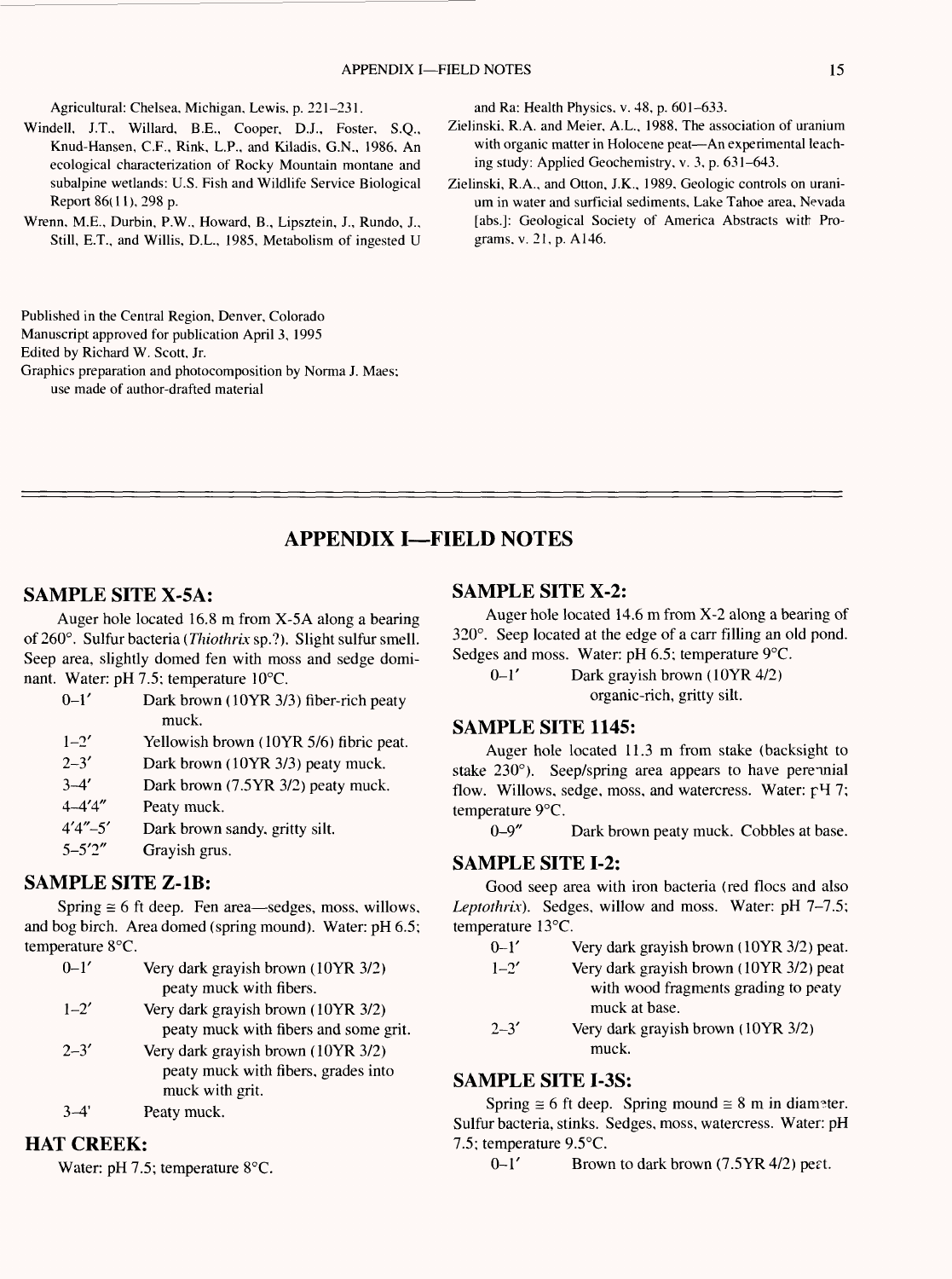Agricultural: Chelsea, Michigan, Lewis, p. 221–231.

Windell, J.T., Willard, B.E., Cooper, D.J., Foster, S.Q., Knud-Hansen, C.F., Rink, L.P., and Kiladis, G.N., 1986, An ecological characterization of Rocky Mountain montane and subalpine wetlands: U.S. Fish and Wildlife Service Biological Report 86(11), 298 p.

Wrenn, M.E., Durbin, P.W., Howard, B., Lipsztein, J., Rundo, J., Still, E.T., and Willis, D.L., 1985, Metabolism of ingested U and Ra: Health Physics, v. 48, p. 601–633.

Zielinski, R.A. and Meier, A.L., 1988, The association of uranium with organic matter in Holocene peat—An experimental leaching study: Applied Geochemistry, v. 3, p. 631–643.

Zielinski, R.A., and Otton, J.K., 1989, Geologic controls on uranium in water and surficial sediments, Lake Tahoe area, Nevada [abs.]: Geological Society of America Abstracts with Programs, v. 21, p. A146.

Published in the Central Region, Denver, Colorado
Manuscript approved for publication April 3, 1995
Edited by Richard W. Scott, Jr.
Graphics preparation and photocomposition by Norma J. Maes; use made of author-drafted material

# APPENDIX I—FIELD NOTES

## SAMPLE SITE X-5A:

Auger hole located 16.8 m from X-5A along a bearing of 260°. Sulfur bacteria (*Thiothrix* sp.?). Slight sulfur smell. Seep area, slightly domed fen with moss and sedge dominant. Water: pH 7.5; temperature 10°C.

| | |
|---|---|
| 0–1′ | Dark brown (10YR 3/3) fiber-rich peaty muck. |
| 1–2′ | Yellowish brown (10YR 5/6) fibric peat. |
| 2–3′ | Dark brown (10YR 3/3) peaty muck. |
| 3–4′ | Dark brown (7.5YR 3/2) peaty muck. |
| 4–4′4″ | Peaty muck. |
| 4′4″–5′ | Dark brown sandy, gritty silt. |
| 5–5′2″ | Grayish grus. |

## SAMPLE SITE Z-1B:

Spring ≅ 6 ft deep. Fen area—sedges, moss, willows, and bog birch. Area domed (spring mound). Water: pH 6.5; temperature 8°C.

| | |
|---|---|
| 0–1′ | Very dark grayish brown (10YR 3/2) peaty muck with fibers. |
| 1–2′ | Very dark grayish brown (10YR 3/2) peaty muck with fibers and some grit. |
| 2–3′ | Very dark grayish brown (10YR 3/2) peaty muck with fibers, grades into muck with grit. |
| 3–4′ | Peaty muck. |

## HAT CREEK:

Water: pH 7.5; temperature 8°C.

## SAMPLE SITE X-2:

Auger hole located 14.6 m from X-2 along a bearing of 320°. Seep located at the edge of a carr filling an old pond. Sedges and moss. Water: pH 6.5; temperature 9°C.

| | |
|---|---|
| 0–1′ | Dark grayish brown (10YR 4/2) organic-rich, gritty silt. |

## SAMPLE SITE 1145:

Auger hole located 11.3 m from stake (backsight to stake 230°). Seep/spring area appears to have perennial flow. Willows, sedge, moss, and watercress. Water: pH 7; temperature 9°C.

| | |
|---|---|
| 0–9″ | Dark brown peaty muck. Cobbles at base. |

## SAMPLE SITE I-2:

Good seep area with iron bacteria (red flocs and also *Leptothrix*). Sedges, willow and moss. Water: pH 7–7.5; temperature 13°C.

| | |
|---|---|
| 0–1′ | Very dark grayish brown (10YR 3/2) peat. |
| 1–2′ | Very dark grayish brown (10YR 3/2) peat with wood fragments grading to peaty muck at base. |
| 2–3′ | Very dark grayish brown (10YR 3/2) muck. |

## SAMPLE SITE I-3S:

Spring ≅ 6 ft deep. Spring mound ≅ 8 m in diameter. Sulfur bacteria, stinks. Sedges, moss, watercress. Water: pH 7.5; temperature 9.5°C.

| | |
|---|---|
| 0–1′ | Brown to dark brown (7.5YR 4/2) peat. |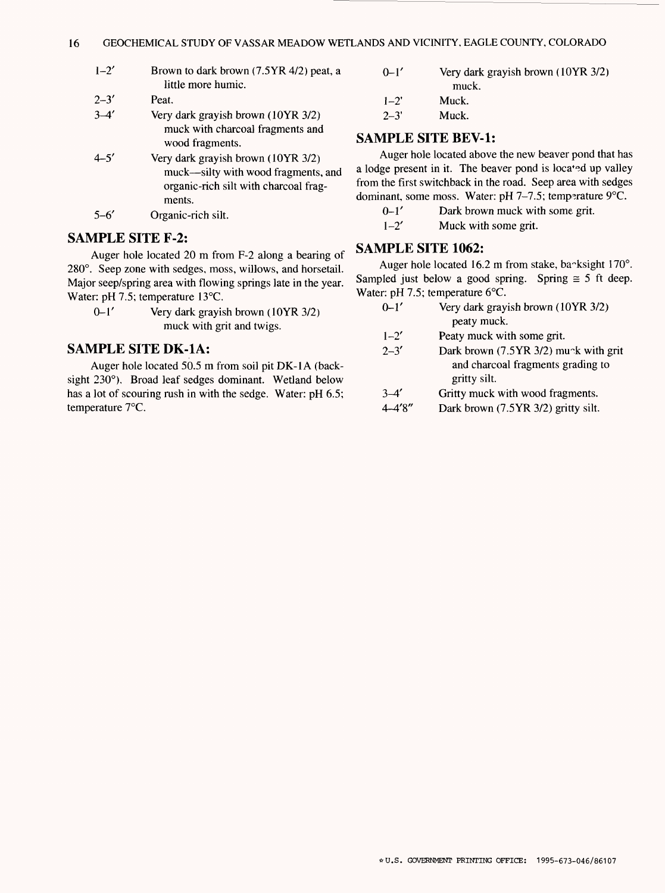| | |
|---|---|
| 1–2′ | Brown to dark brown (7.5YR 4/2) peat, a little more humic. |
| 2–3′ | Peat. |
| 3–4′ | Very dark grayish brown (10YR 3/2) muck with charcoal fragments and wood fragments. |
| 4–5′ | Very dark grayish brown (10YR 3/2) muck—silty with wood fragments, and organic-rich silt with charcoal fragments. |
| 5–6′ | Organic-rich silt. |

## SAMPLE SITE F-2:

Auger hole located 20 m from F-2 along a bearing of 280°. Seep zone with sedges, moss, willows, and horsetail. Major seep/spring area with flowing springs late in the year. Water: pH 7.5; temperature 13°C.

| | |
|---|---|
| 0–1′ | Very dark grayish brown (10YR 3/2) muck with grit and twigs. |

## SAMPLE SITE DK-1A:

Auger hole located 50.5 m from soil pit DK-1A (backsight 230°). Broad leaf sedges dominant. Wetland below has a lot of scouring rush in with the sedge. Water: pH 6.5; temperature 7°C.

| | |
|---|---|
| 0–1′ | Very dark grayish brown (10YR 3/2) muck. |
| 1–2′ | Muck. |
| 2–3′ | Muck. |

## SAMPLE SITE BEV-1:

Auger hole located above the new beaver pond that has a lodge present in it. The beaver pond is located up valley from the first switchback in the road. Seep area with sedges dominant, some moss. Water: pH 7–7.5; temperature 9°C.

| | |
|---|---|
| 0–1′ | Dark brown muck with some grit. |
| 1–2′ | Muck with some grit. |

## SAMPLE SITE 1062:

Auger hole located 16.2 m from stake, backsight 170°. Sampled just below a good spring. Spring ≅ 5 ft deep. Water: pH 7.5; temperature 6°C.

| | |
|---|---|
| 0–1′ | Very dark grayish brown (10YR 3/2) peaty muck. |
| 1–2′ | Peaty muck with some grit. |
| 2–3′ | Dark brown (7.5YR 3/2) muck with grit and charcoal fragments grading to gritty silt. |
| 3–4′ | Gritty muck with wood fragments. |
| 4–4′8″ | Dark brown (7.5YR 3/2) gritty silt. |

☆U.S. GOVERNMENT PRINTING OFFICE: 1995-673-046/86107